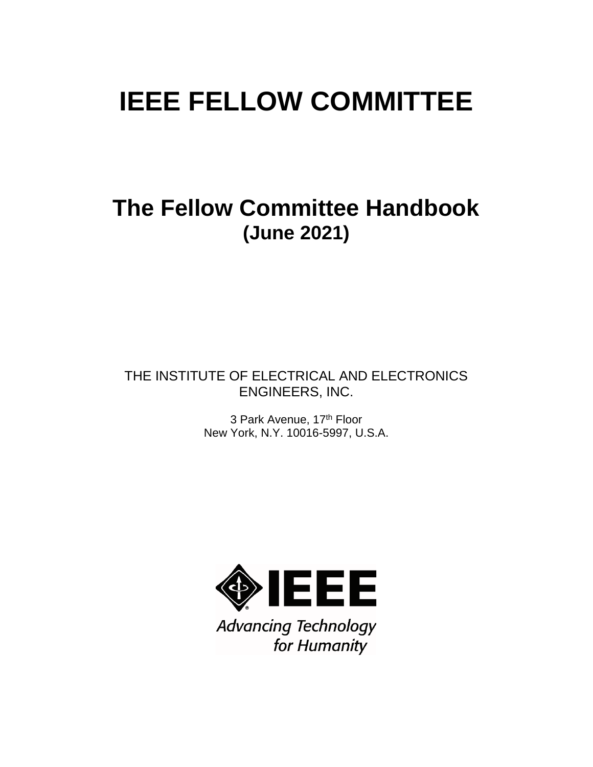# IEEE FELLOW COMMITTEE

## The Fellow Committee Handbook
### (June 2021)

THE INSTITUTE OF ELECTRICAL AND ELECTRONICS ENGINEERS, INC.

3 Park Avenue, 17th Floor
New York, N.Y. 10016-5997, U.S.A.

IEEE

Advancing Technology for Humanity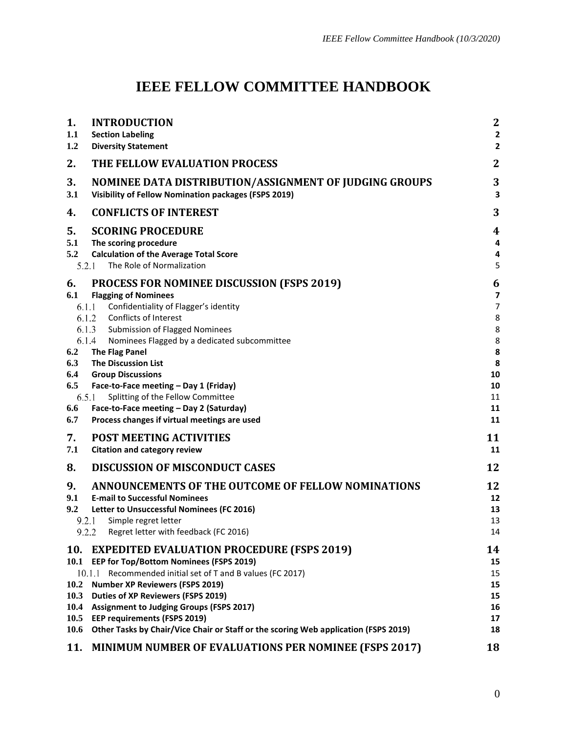# IEEE FELLOW COMMITTEE HANDBOOK

| | | |
|---|---|---|
| **1.** | **INTRODUCTION** | **2** |
| **1.1** | **Section Labeling** | **2** |
| **1.2** | **Diversity Statement** | **2** |
| **2.** | **THE FELLOW EVALUATION PROCESS** | **2** |
| **3.** | **NOMINEE DATA DISTRIBUTION/ASSIGNMENT OF JUDGING GROUPS** | **3** |
| **3.1** | **Visibility of Fellow Nomination packages (FSPS 2019)** | **3** |
| **4.** | **CONFLICTS OF INTEREST** | **3** |
| **5.** | **SCORING PROCEDURE** | **4** |
| **5.1** | **The scoring procedure** | **4** |
| **5.2** | **Calculation of the Average Total Score** | **4** |
| 5.2.1 | The Role of Normalization | 5 |
| **6.** | **PROCESS FOR NOMINEE DISCUSSION (FSPS 2019)** | **6** |
| **6.1** | **Flagging of Nominees** | **7** |
| 6.1.1 | Confidentiality of Flagger's identity | 7 |
| 6.1.2 | Conflicts of Interest | 8 |
| 6.1.3 | Submission of Flagged Nominees | 8 |
| 6.1.4 | Nominees Flagged by a dedicated subcommittee | 8 |
| **6.2** | **The Flag Panel** | **8** |
| **6.3** | **The Discussion List** | **8** |
| **6.4** | **Group Discussions** | **10** |
| **6.5** | **Face-to-Face meeting – Day 1 (Friday)** | **10** |
| 6.5.1 | Splitting of the Fellow Committee | 11 |
| **6.6** | **Face-to-Face meeting – Day 2 (Saturday)** | **11** |
| **6.7** | **Process changes if virtual meetings are used** | **11** |
| **7.** | **POST MEETING ACTIVITIES** | **11** |
| **7.1** | **Citation and category review** | **11** |
| **8.** | **DISCUSSION OF MISCONDUCT CASES** | **12** |
| **9.** | **ANNOUNCEMENTS OF THE OUTCOME OF FELLOW NOMINATIONS** | **12** |
| **9.1** | **E-mail to Successful Nominees** | **12** |
| **9.2** | **Letter to Unsuccessful Nominees (FC 2016)** | **13** |
| 9.2.1 | Simple regret letter | 13 |
| 9.2.2 | Regret letter with feedback (FC 2016) | 14 |
| **10.** | **EXPEDITED EVALUATION PROCEDURE (FSPS 2019)** | **14** |
| **10.1** | **EEP for Top/Bottom Nominees (FSPS 2019)** | **15** |
| 10.1.1 | Recommended initial set of T and B values (FC 2017) | 15 |
| **10.2** | **Number XP Reviewers (FSPS 2019)** | **15** |
| **10.3** | **Duties of XP Reviewers (FSPS 2019)** | **15** |
| **10.4** | **Assignment to Judging Groups (FSPS 2017)** | **16** |
| **10.5** | **EEP requirements (FSPS 2019)** | **17** |
| **10.6** | **Other Tasks by Chair/Vice Chair or Staff or the scoring Web application (FSPS 2019)** | **18** |
| **11.** | **MINIMUM NUMBER OF EVALUATIONS PER NOMINEE (FSPS 2017)** | **18** |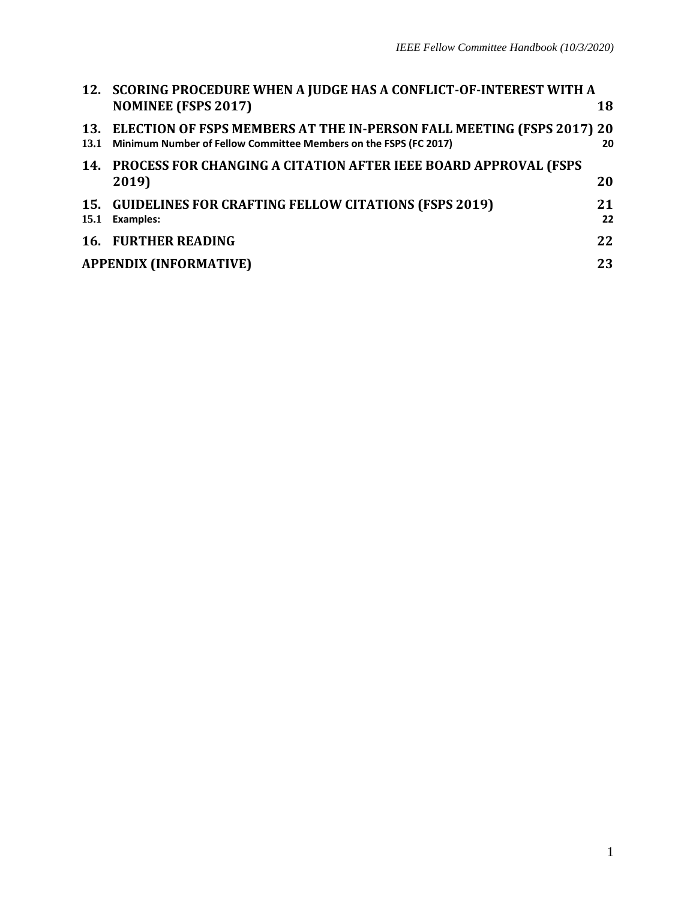| | | |
|---|---|---|
| **12.** | **SCORING PROCEDURE WHEN A JUDGE HAS A CONFLICT-OF-INTEREST WITH A NOMINEE (FSPS 2017)** | **18** |
| **13.** | **ELECTION OF FSPS MEMBERS AT THE IN-PERSON FALL MEETING (FSPS 2017)** | **20** |
| **13.1** | **Minimum Number of Fellow Committee Members on the FSPS (FC 2017)** | **20** |
| **14.** | **PROCESS FOR CHANGING A CITATION AFTER IEEE BOARD APPROVAL (FSPS 2019)** | **20** |
| **15.** | **GUIDELINES FOR CRAFTING FELLOW CITATIONS (FSPS 2019)** | **21** |
| **15.1** | **Examples:** | **22** |
| **16.** | **FURTHER READING** | **22** |
| **APPENDIX (INFORMATIVE)** | | **23** |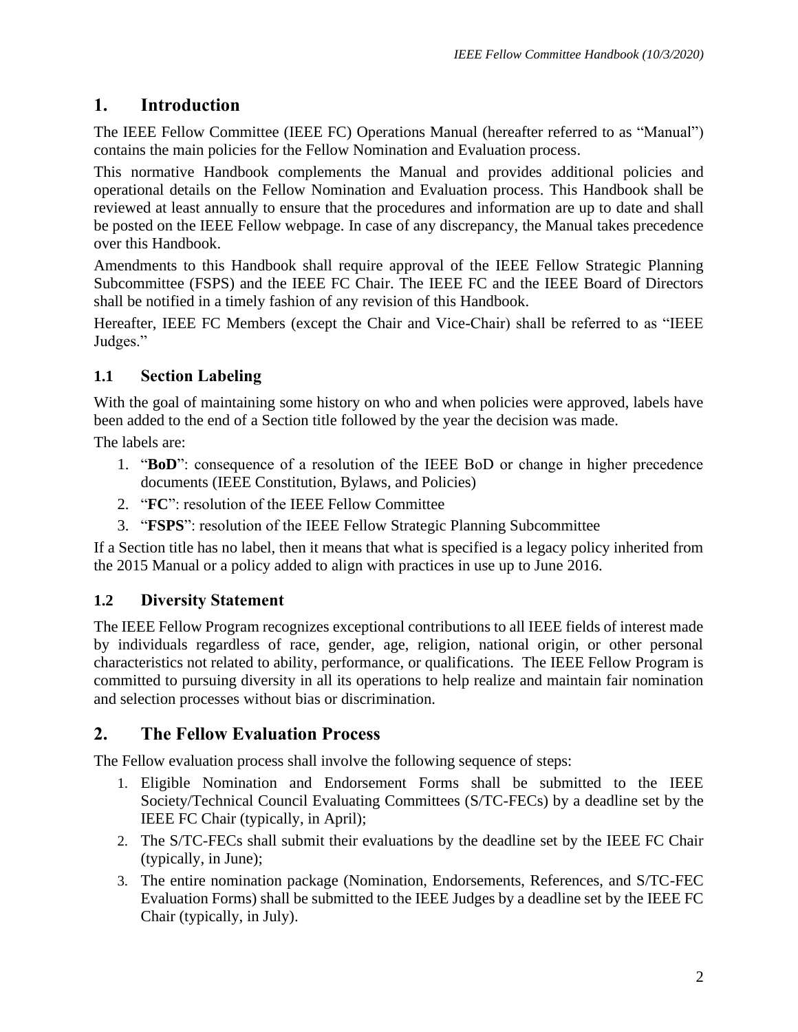# 1. Introduction

The IEEE Fellow Committee (IEEE FC) Operations Manual (hereafter referred to as "Manual") contains the main policies for the Fellow Nomination and Evaluation process.

This normative Handbook complements the Manual and provides additional policies and operational details on the Fellow Nomination and Evaluation process. This Handbook shall be reviewed at least annually to ensure that the procedures and information are up to date and shall be posted on the IEEE Fellow webpage. In case of any discrepancy, the Manual takes precedence over this Handbook.

Amendments to this Handbook shall require approval of the IEEE Fellow Strategic Planning Subcommittee (FSPS) and the IEEE FC Chair. The IEEE FC and the IEEE Board of Directors shall be notified in a timely fashion of any revision of this Handbook.

Hereafter, IEEE FC Members (except the Chair and Vice-Chair) shall be referred to as "IEEE Judges."

## 1.1 Section Labeling

With the goal of maintaining some history on who and when policies were approved, labels have been added to the end of a Section title followed by the year the decision was made.

The labels are:

1. "**BoD**": consequence of a resolution of the IEEE BoD or change in higher precedence documents (IEEE Constitution, Bylaws, and Policies)
2. "**FC**": resolution of the IEEE Fellow Committee
3. "**FSPS**": resolution of the IEEE Fellow Strategic Planning Subcommittee

If a Section title has no label, then it means that what is specified is a legacy policy inherited from the 2015 Manual or a policy added to align with practices in use up to June 2016.

## 1.2 Diversity Statement

The IEEE Fellow Program recognizes exceptional contributions to all IEEE fields of interest made by individuals regardless of race, gender, age, religion, national origin, or other personal characteristics not related to ability, performance, or qualifications. The IEEE Fellow Program is committed to pursuing diversity in all its operations to help realize and maintain fair nomination and selection processes without bias or discrimination.

# 2. The Fellow Evaluation Process

The Fellow evaluation process shall involve the following sequence of steps:

1. Eligible Nomination and Endorsement Forms shall be submitted to the IEEE Society/Technical Council Evaluating Committees (S/TC-FECs) by a deadline set by the IEEE FC Chair (typically, in April);
2. The S/TC-FECs shall submit their evaluations by the deadline set by the IEEE FC Chair (typically, in June);
3. The entire nomination package (Nomination, Endorsements, References, and S/TC-FEC Evaluation Forms) shall be submitted to the IEEE Judges by a deadline set by the IEEE FC Chair (typically, in July).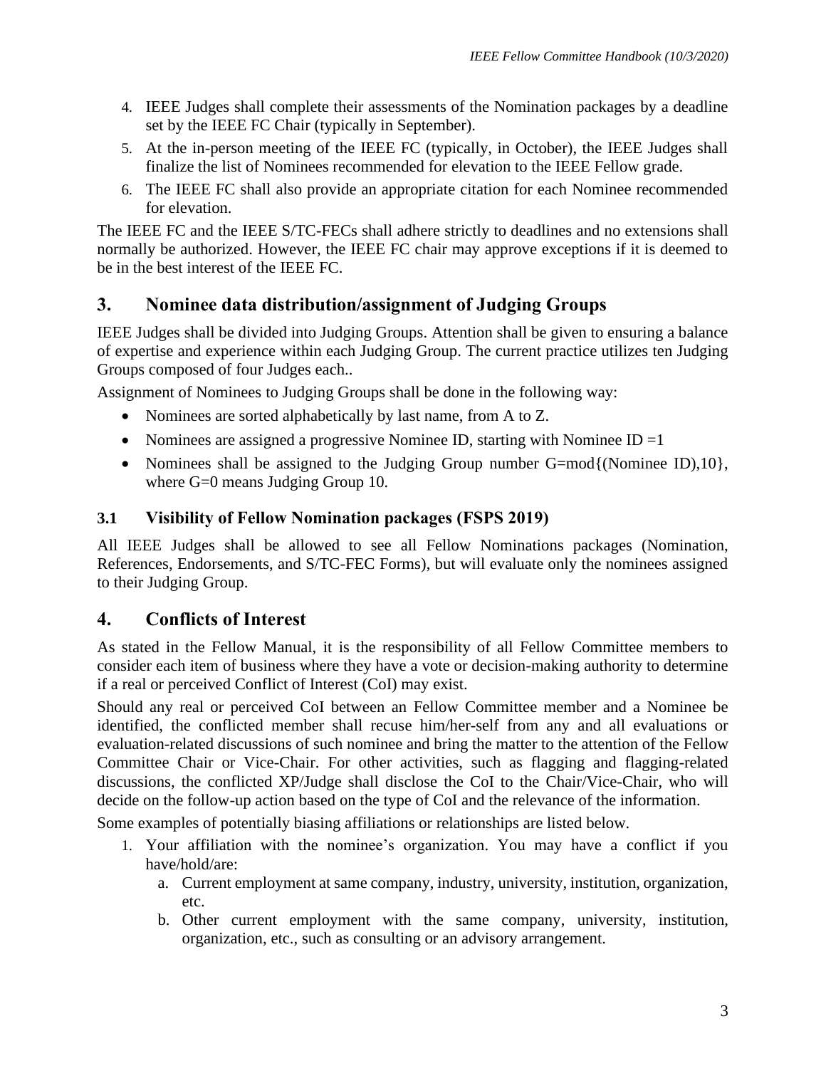4. IEEE Judges shall complete their assessments of the Nomination packages by a deadline set by the IEEE FC Chair (typically in September).
5. At the in-person meeting of the IEEE FC (typically, in October), the IEEE Judges shall finalize the list of Nominees recommended for elevation to the IEEE Fellow grade.
6. The IEEE FC shall also provide an appropriate citation for each Nominee recommended for elevation.

The IEEE FC and the IEEE S/TC-FECs shall adhere strictly to deadlines and no extensions shall normally be authorized. However, the IEEE FC chair may approve exceptions if it is deemed to be in the best interest of the IEEE FC.

## 3. Nominee data distribution/assignment of Judging Groups

IEEE Judges shall be divided into Judging Groups. Attention shall be given to ensuring a balance of expertise and experience within each Judging Group. The current practice utilizes ten Judging Groups composed of four Judges each..

Assignment of Nominees to Judging Groups shall be done in the following way:

- Nominees are sorted alphabetically by last name, from A to Z.
- Nominees are assigned a progressive Nominee ID, starting with Nominee ID =1
- Nominees shall be assigned to the Judging Group number G=mod{(Nominee ID),10}, where G=0 means Judging Group 10.

### 3.1 Visibility of Fellow Nomination packages (FSPS 2019)

All IEEE Judges shall be allowed to see all Fellow Nominations packages (Nomination, References, Endorsements, and S/TC-FEC Forms), but will evaluate only the nominees assigned to their Judging Group.

## 4. Conflicts of Interest

As stated in the Fellow Manual, it is the responsibility of all Fellow Committee members to consider each item of business where they have a vote or decision-making authority to determine if a real or perceived Conflict of Interest (CoI) may exist.

Should any real or perceived CoI between an Fellow Committee member and a Nominee be identified, the conflicted member shall recuse him/her-self from any and all evaluations or evaluation-related discussions of such nominee and bring the matter to the attention of the Fellow Committee Chair or Vice-Chair. For other activities, such as flagging and flagging-related discussions, the conflicted XP/Judge shall disclose the CoI to the Chair/Vice-Chair, who will decide on the follow-up action based on the type of CoI and the relevance of the information.

Some examples of potentially biasing affiliations or relationships are listed below.

1. Your affiliation with the nominee's organization. You may have a conflict if you have/hold/are:
   a. Current employment at same company, industry, university, institution, organization, etc.
   b. Other current employment with the same company, university, institution, organization, etc., such as consulting or an advisory arrangement.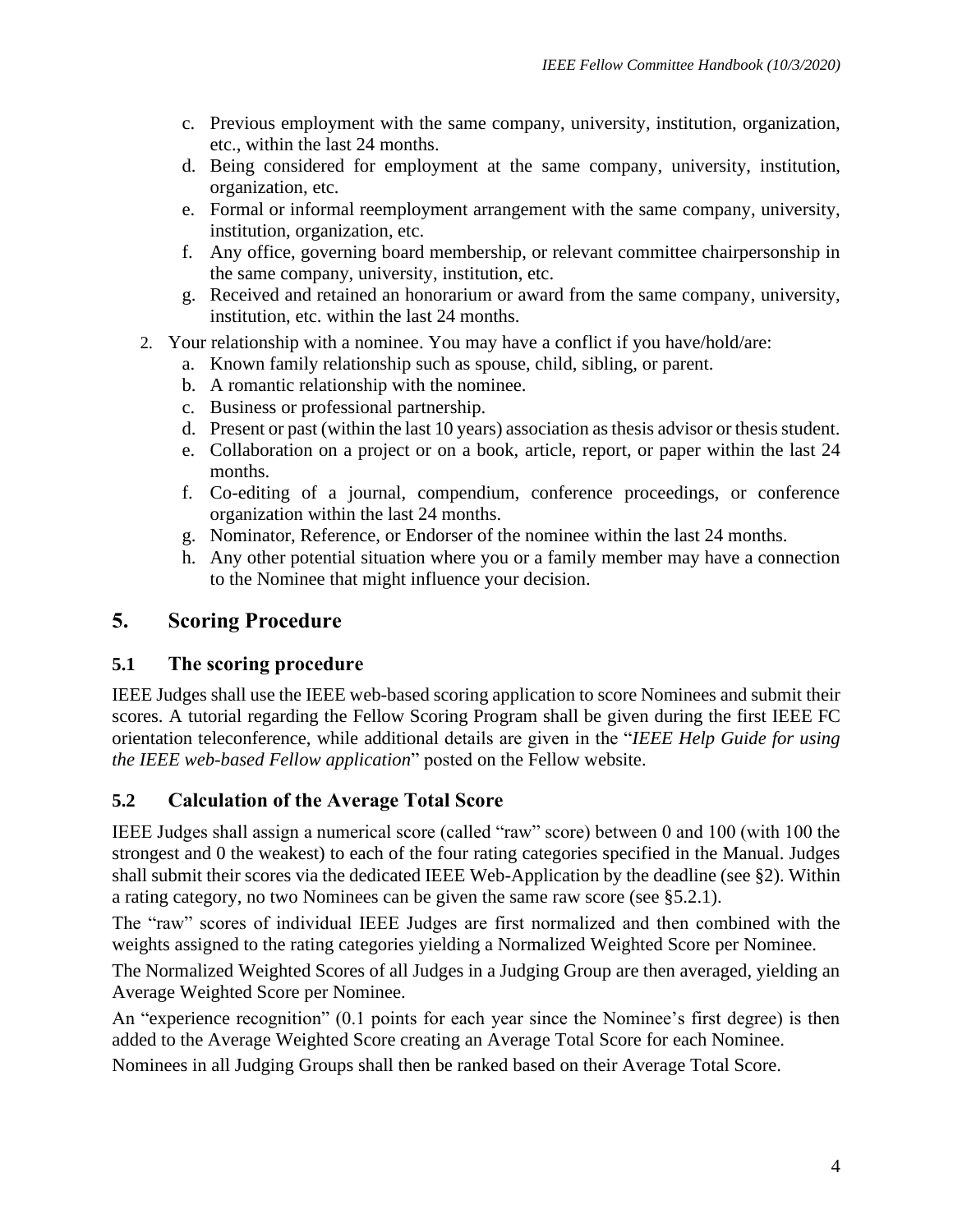c. Previous employment with the same company, university, institution, organization, etc., within the last 24 months.
   d. Being considered for employment at the same company, university, institution, organization, etc.
   e. Formal or informal reemployment arrangement with the same company, university, institution, organization, etc.
   f. Any office, governing board membership, or relevant committee chairpersonship in the same company, university, institution, etc.
   g. Received and retained an honorarium or award from the same company, university, institution, etc. within the last 24 months.

2. Your relationship with a nominee. You may have a conflict if you have/hold/are:
   a. Known family relationship such as spouse, child, sibling, or parent.
   b. A romantic relationship with the nominee.
   c. Business or professional partnership.
   d. Present or past (within the last 10 years) association as thesis advisor or thesis student.
   e. Collaboration on a project or on a book, article, report, or paper within the last 24 months.
   f. Co-editing of a journal, compendium, conference proceedings, or conference organization within the last 24 months.
   g. Nominator, Reference, or Endorser of the nominee within the last 24 months.
   h. Any other potential situation where you or a family member may have a connection to the Nominee that might influence your decision.

## 5. Scoring Procedure

### 5.1 The scoring procedure

IEEE Judges shall use the IEEE web-based scoring application to score Nominees and submit their scores. A tutorial regarding the Fellow Scoring Program shall be given during the first IEEE FC orientation teleconference, while additional details are given in the "*IEEE Help Guide for using the IEEE web-based Fellow application*" posted on the Fellow website.

### 5.2 Calculation of the Average Total Score

IEEE Judges shall assign a numerical score (called "raw" score) between 0 and 100 (with 100 the strongest and 0 the weakest) to each of the four rating categories specified in the Manual. Judges shall submit their scores via the dedicated IEEE Web-Application by the deadline (see §2). Within a rating category, no two Nominees can be given the same raw score (see §5.2.1).

The "raw" scores of individual IEEE Judges are first normalized and then combined with the weights assigned to the rating categories yielding a Normalized Weighted Score per Nominee.

The Normalized Weighted Scores of all Judges in a Judging Group are then averaged, yielding an Average Weighted Score per Nominee.

An "experience recognition" (0.1 points for each year since the Nominee's first degree) is then added to the Average Weighted Score creating an Average Total Score for each Nominee.

Nominees in all Judging Groups shall then be ranked based on their Average Total Score.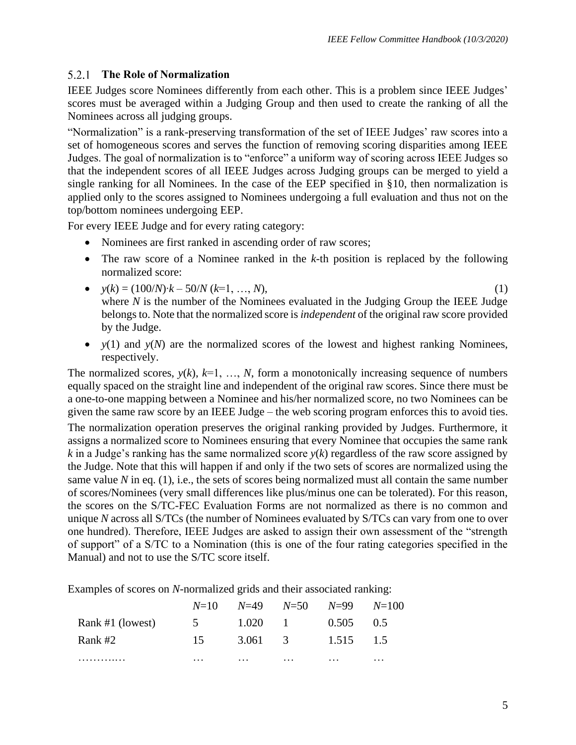#### 5.2.1 The Role of Normalization

IEEE Judges score Nominees differently from each other. This is a problem since IEEE Judges' scores must be averaged within a Judging Group and then used to create the ranking of all the Nominees across all judging groups.

"Normalization" is a rank-preserving transformation of the set of IEEE Judges' raw scores into a set of homogeneous scores and serves the function of removing scoring disparities among IEEE Judges. The goal of normalization is to "enforce" a uniform way of scoring across IEEE Judges so that the independent scores of all IEEE Judges across Judging groups can be merged to yield a single ranking for all Nominees. In the case of the EEP specified in §10, then normalization is applied only to the scores assigned to Nominees undergoing a full evaluation and thus not on the top/bottom nominees undergoing EEP.

For every IEEE Judge and for every rating category:

- Nominees are first ranked in ascending order of raw scores;
- The raw score of a Nominee ranked in the $k$-th position is replaced by the following normalized score:
- $y(k) = (100/N)\cdot k - 50/N$ ($k$=1, …, $N$), (1)
  where $N$ is the number of the Nominees evaluated in the Judging Group the IEEE Judge belongs to. Note that the normalized score is *independent* of the original raw score provided by the Judge.
- $y(1)$ and $y(N)$ are the normalized scores of the lowest and highest ranking Nominees, respectively.

The normalized scores, $y(k)$, $k$=1, …, $N$, form a monotonically increasing sequence of numbers equally spaced on the straight line and independent of the original raw scores. Since there must be a one-to-one mapping between a Nominee and his/her normalized score, no two Nominees can be given the same raw score by an IEEE Judge – the web scoring program enforces this to avoid ties.

The normalization operation preserves the original ranking provided by Judges. Furthermore, it assigns a normalized score to Nominees ensuring that every Nominee that occupies the same rank $k$ in a Judge's ranking has the same normalized score $y(k)$ regardless of the raw score assigned by the Judge. Note that this will happen if and only if the two sets of scores are normalized using the same value $N$ in eq. (1), i.e., the sets of scores being normalized must all contain the same number of scores/Nominees (very small differences like plus/minus one can be tolerated). For this reason, the scores on the S/TC-FEC Evaluation Forms are not normalized as there is no common and unique $N$ across all S/TCs (the number of Nominees evaluated by S/TCs can vary from one to over one hundred). Therefore, IEEE Judges are asked to assign their own assessment of the "strength of support" of a S/TC to a Nomination (this is one of the four rating categories specified in the Manual) and not to use the S/TC score itself.

Examples of scores on $N$-normalized grids and their associated ranking:

| | $N$=10 | $N$=49 | $N$=50 | $N$=99 | $N$=100 |
|---|---|---|---|---|---|
| Rank #1 (lowest) | 5 | 1.020 | 1 | 0.505 | 0.5 |
| Rank #2 | 15 | 3.061 | 3 | 1.515 | 1.5 |
| ……….… | … | … | … | … | … |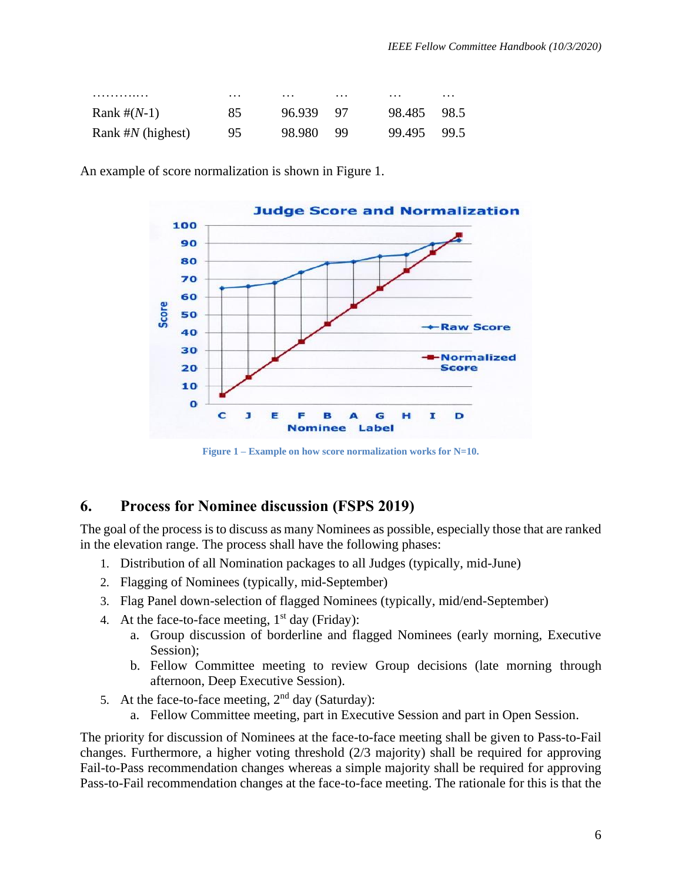| ………..… | … | … | … | … | … |
|---|---|---|---|---|---|
| Rank #(N-1) | 85 | 96.939 | 97 | 98.485 | 98.5 |
| Rank #N (highest) | 95 | 98.980 | 99 | 99.495 | 99.5 |

An example of score normalization is shown in Figure 1.

**Figure 1 – Example on how score normalization works for N=10.**

## 6. Process for Nominee discussion (FSPS 2019)

The goal of the process is to discuss as many Nominees as possible, especially those that are ranked in the elevation range. The process shall have the following phases:

1. Distribution of all Nomination packages to all Judges (typically, mid-June)
2. Flagging of Nominees (typically, mid-September)
3. Flag Panel down-selection of flagged Nominees (typically, mid/end-September)
4. At the face-to-face meeting, 1st day (Friday):
   a. Group discussion of borderline and flagged Nominees (early morning, Executive Session);
   b. Fellow Committee meeting to review Group decisions (late morning through afternoon, Deep Executive Session).
5. At the face-to-face meeting, 2nd day (Saturday):
   a. Fellow Committee meeting, part in Executive Session and part in Open Session.

The priority for discussion of Nominees at the face-to-face meeting shall be given to Pass-to-Fail changes. Furthermore, a higher voting threshold (2/3 majority) shall be required for approving Fail-to-Pass recommendation changes whereas a simple majority shall be required for approving Pass-to-Fail recommendation changes at the face-to-face meeting. The rationale for this is that the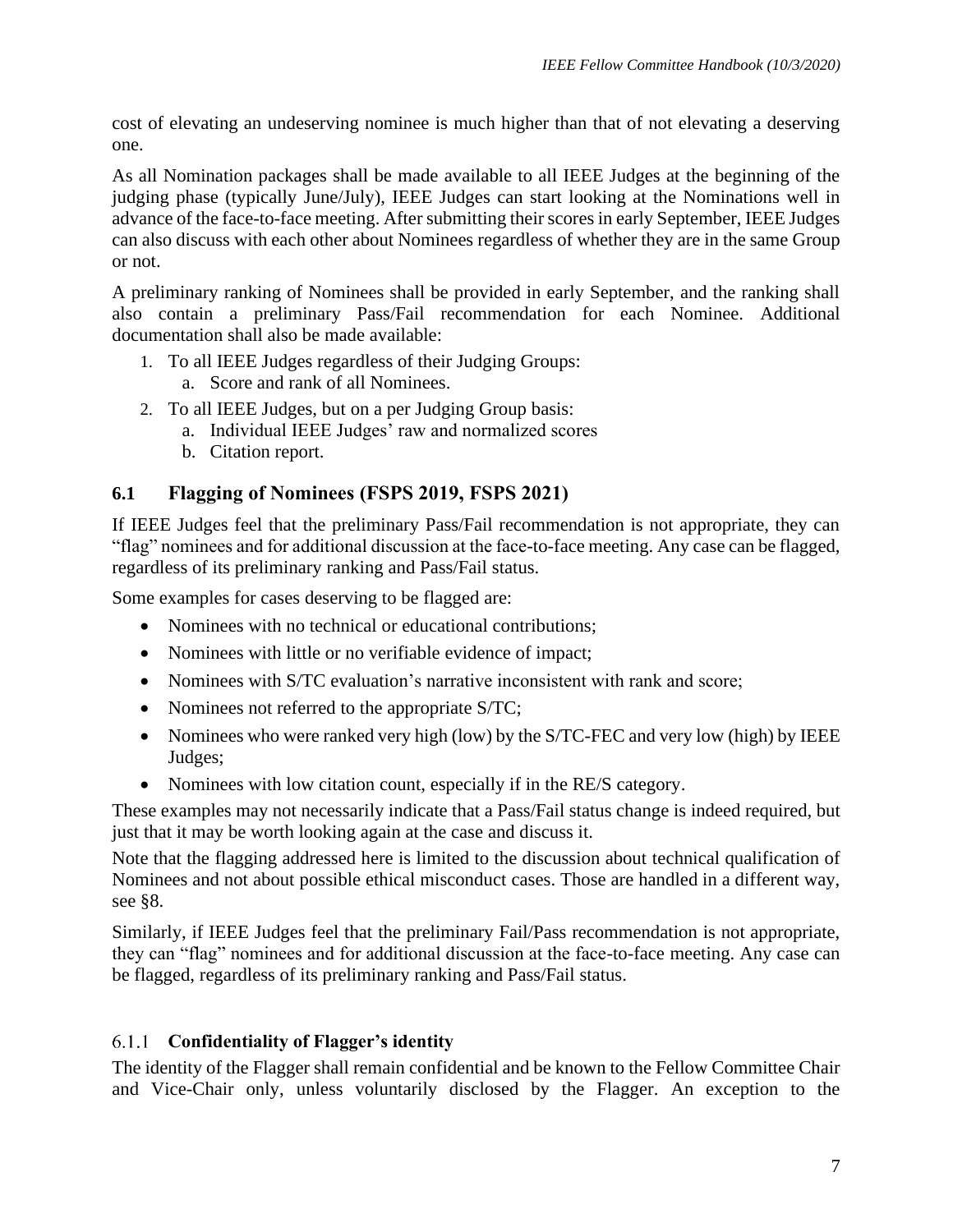cost of elevating an undeserving nominee is much higher than that of not elevating a deserving one.

As all Nomination packages shall be made available to all IEEE Judges at the beginning of the judging phase (typically June/July), IEEE Judges can start looking at the Nominations well in advance of the face-to-face meeting. After submitting their scores in early September, IEEE Judges can also discuss with each other about Nominees regardless of whether they are in the same Group or not.

A preliminary ranking of Nominees shall be provided in early September, and the ranking shall also contain a preliminary Pass/Fail recommendation for each Nominee. Additional documentation shall also be made available:

1. To all IEEE Judges regardless of their Judging Groups:
   a. Score and rank of all Nominees.
2. To all IEEE Judges, but on a per Judging Group basis:
   a. Individual IEEE Judges' raw and normalized scores
   b. Citation report.

## 6.1 Flagging of Nominees (FSPS 2019, FSPS 2021)

If IEEE Judges feel that the preliminary Pass/Fail recommendation is not appropriate, they can "flag" nominees and for additional discussion at the face-to-face meeting. Any case can be flagged, regardless of its preliminary ranking and Pass/Fail status.

Some examples for cases deserving to be flagged are:

- Nominees with no technical or educational contributions;
- Nominees with little or no verifiable evidence of impact;
- Nominees with S/TC evaluation's narrative inconsistent with rank and score;
- Nominees not referred to the appropriate S/TC;
- Nominees who were ranked very high (low) by the S/TC-FEC and very low (high) by IEEE Judges;
- Nominees with low citation count, especially if in the RE/S category.

These examples may not necessarily indicate that a Pass/Fail status change is indeed required, but just that it may be worth looking again at the case and discuss it.

Note that the flagging addressed here is limited to the discussion about technical qualification of Nominees and not about possible ethical misconduct cases. Those are handled in a different way, see §8.

Similarly, if IEEE Judges feel that the preliminary Fail/Pass recommendation is not appropriate, they can "flag" nominees and for additional discussion at the face-to-face meeting. Any case can be flagged, regardless of its preliminary ranking and Pass/Fail status.

### 6.1.1 Confidentiality of Flagger's identity

The identity of the Flagger shall remain confidential and be known to the Fellow Committee Chair and Vice-Chair only, unless voluntarily disclosed by the Flagger. An exception to the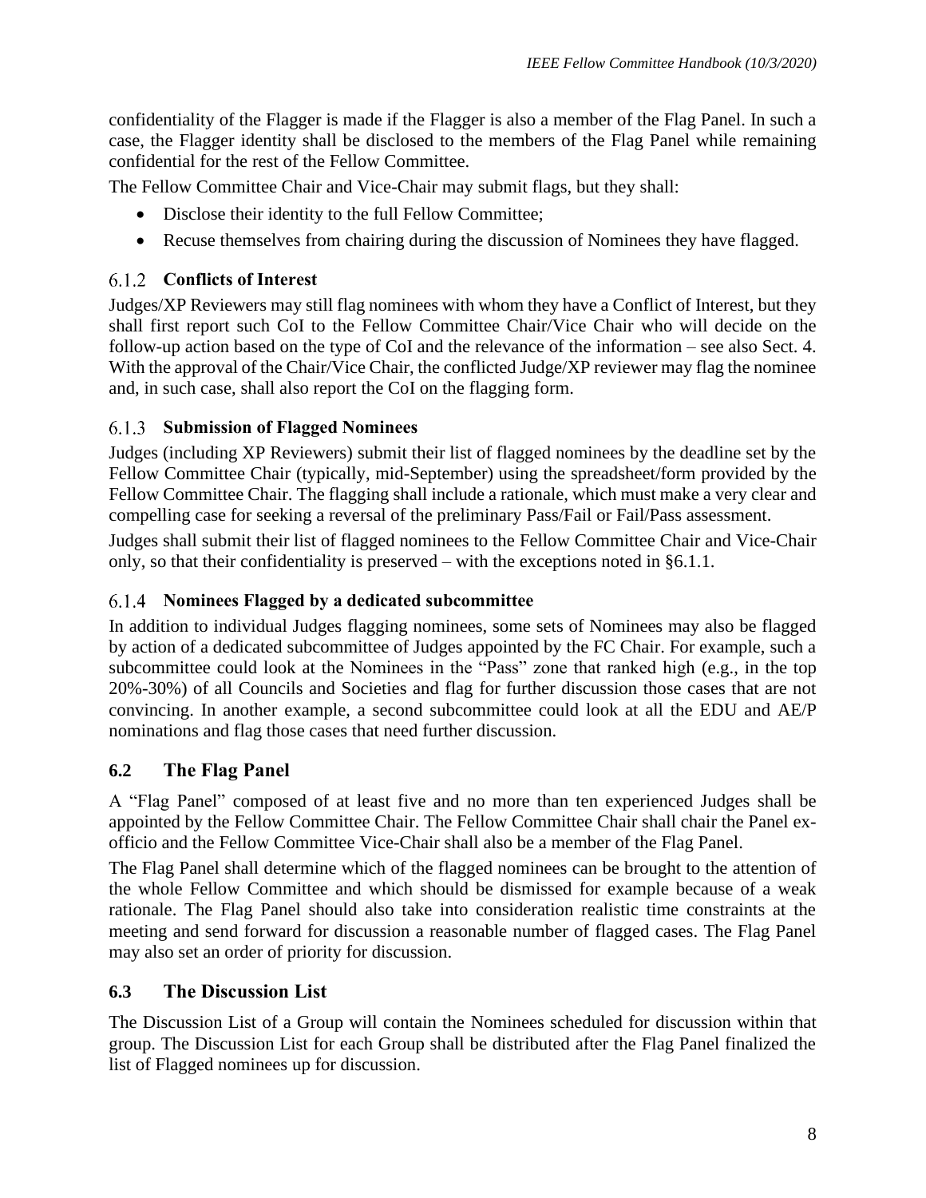confidentiality of the Flagger is made if the Flagger is also a member of the Flag Panel. In such a case, the Flagger identity shall be disclosed to the members of the Flag Panel while remaining confidential for the rest of the Fellow Committee.

The Fellow Committee Chair and Vice-Chair may submit flags, but they shall:

- Disclose their identity to the full Fellow Committee;
- Recuse themselves from chairing during the discussion of Nominees they have flagged.

### 6.1.2 Conflicts of Interest

Judges/XP Reviewers may still flag nominees with whom they have a Conflict of Interest, but they shall first report such CoI to the Fellow Committee Chair/Vice Chair who will decide on the follow-up action based on the type of CoI and the relevance of the information – see also Sect. 4. With the approval of the Chair/Vice Chair, the conflicted Judge/XP reviewer may flag the nominee and, in such case, shall also report the CoI on the flagging form.

### 6.1.3 Submission of Flagged Nominees

Judges (including XP Reviewers) submit their list of flagged nominees by the deadline set by the Fellow Committee Chair (typically, mid-September) using the spreadsheet/form provided by the Fellow Committee Chair. The flagging shall include a rationale, which must make a very clear and compelling case for seeking a reversal of the preliminary Pass/Fail or Fail/Pass assessment.

Judges shall submit their list of flagged nominees to the Fellow Committee Chair and Vice-Chair only, so that their confidentiality is preserved – with the exceptions noted in §6.1.1.

### 6.1.4 Nominees Flagged by a dedicated subcommittee

In addition to individual Judges flagging nominees, some sets of Nominees may also be flagged by action of a dedicated subcommittee of Judges appointed by the FC Chair. For example, such a subcommittee could look at the Nominees in the "Pass" zone that ranked high (e.g., in the top 20%-30%) of all Councils and Societies and flag for further discussion those cases that are not convincing. In another example, a second subcommittee could look at all the EDU and AE/P nominations and flag those cases that need further discussion.

## 6.2 The Flag Panel

A "Flag Panel" composed of at least five and no more than ten experienced Judges shall be appointed by the Fellow Committee Chair. The Fellow Committee Chair shall chair the Panel ex-officio and the Fellow Committee Vice-Chair shall also be a member of the Flag Panel.

The Flag Panel shall determine which of the flagged nominees can be brought to the attention of the whole Fellow Committee and which should be dismissed for example because of a weak rationale. The Flag Panel should also take into consideration realistic time constraints at the meeting and send forward for discussion a reasonable number of flagged cases. The Flag Panel may also set an order of priority for discussion.

## 6.3 The Discussion List

The Discussion List of a Group will contain the Nominees scheduled for discussion within that group. The Discussion List for each Group shall be distributed after the Flag Panel finalized the list of Flagged nominees up for discussion.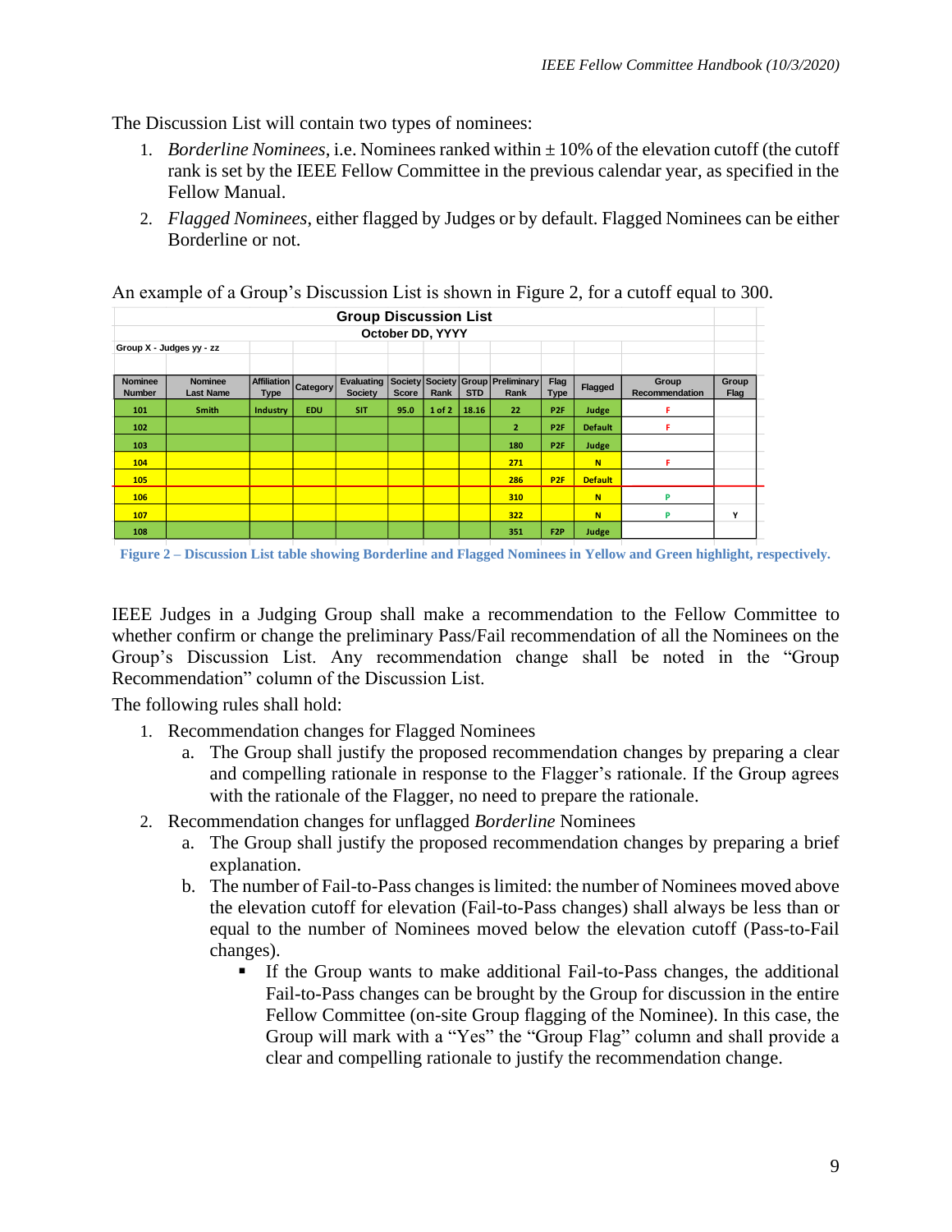The Discussion List will contain two types of nominees:

1. *Borderline Nominees*, i.e. Nominees ranked within ± 10% of the elevation cutoff (the cutoff rank is set by the IEEE Fellow Committee in the previous calendar year, as specified in the Fellow Manual.
2. *Flagged Nominees*, either flagged by Judges or by default. Flagged Nominees can be either Borderline or not.

An example of a Group's Discussion List is shown in Figure 2, for a cutoff equal to 300.

**Group Discussion List**

**October DD, YYYY**

**Group X - Judges yy - zz**

| Nominee Number | Nominee Last Name | Affiliation Type | Category | Evaluating Society | Society Score | Society Rank | Group STD | Preliminary Rank | Flag Type | Flagged | Group Recommendation | Group Flag |
|---|---|---|---|---|---|---|---|---|---|---|---|---|
| 101 | Smith | Industry | EDU | SIT | 95.0 | 1 of 2 | 18.16 | 22 | P2F | Judge | F | |
| 102 | | | | | | | | 2 | P2F | Default | F | |
| 103 | | | | | | | | 180 | P2F | Judge | | |
| 104 | | | | | | | | 271 | | N | F | |
| 105 | | | | | | | | 286 | P2F | Default | | |
| 106 | | | | | | | | 310 | | N | P | |
| 107 | | | | | | | | 322 | | N | P | Y |
| 108 | | | | | | | | 351 | F2P | Judge | | |

Figure 2 – Discussion List table showing Borderline and Flagged Nominees in Yellow and Green highlight, respectively.

IEEE Judges in a Judging Group shall make a recommendation to the Fellow Committee to whether confirm or change the preliminary Pass/Fail recommendation of all the Nominees on the Group's Discussion List. Any recommendation change shall be noted in the "Group Recommendation" column of the Discussion List.

The following rules shall hold:

1. Recommendation changes for Flagged Nominees
   a. The Group shall justify the proposed recommendation changes by preparing a clear and compelling rationale in response to the Flagger's rationale. If the Group agrees with the rationale of the Flagger, no need to prepare the rationale.
2. Recommendation changes for unflagged *Borderline* Nominees
   a. The Group shall justify the proposed recommendation changes by preparing a brief explanation.
   b. The number of Fail-to-Pass changes is limited: the number of Nominees moved above the elevation cutoff for elevation (Fail-to-Pass changes) shall always be less than or equal to the number of Nominees moved below the elevation cutoff (Pass-to-Fail changes).
      - If the Group wants to make additional Fail-to-Pass changes, the additional Fail-to-Pass changes can be brought by the Group for discussion in the entire Fellow Committee (on-site Group flagging of the Nominee). In this case, the Group will mark with a "Yes" the "Group Flag" column and shall provide a clear and compelling rationale to justify the recommendation change.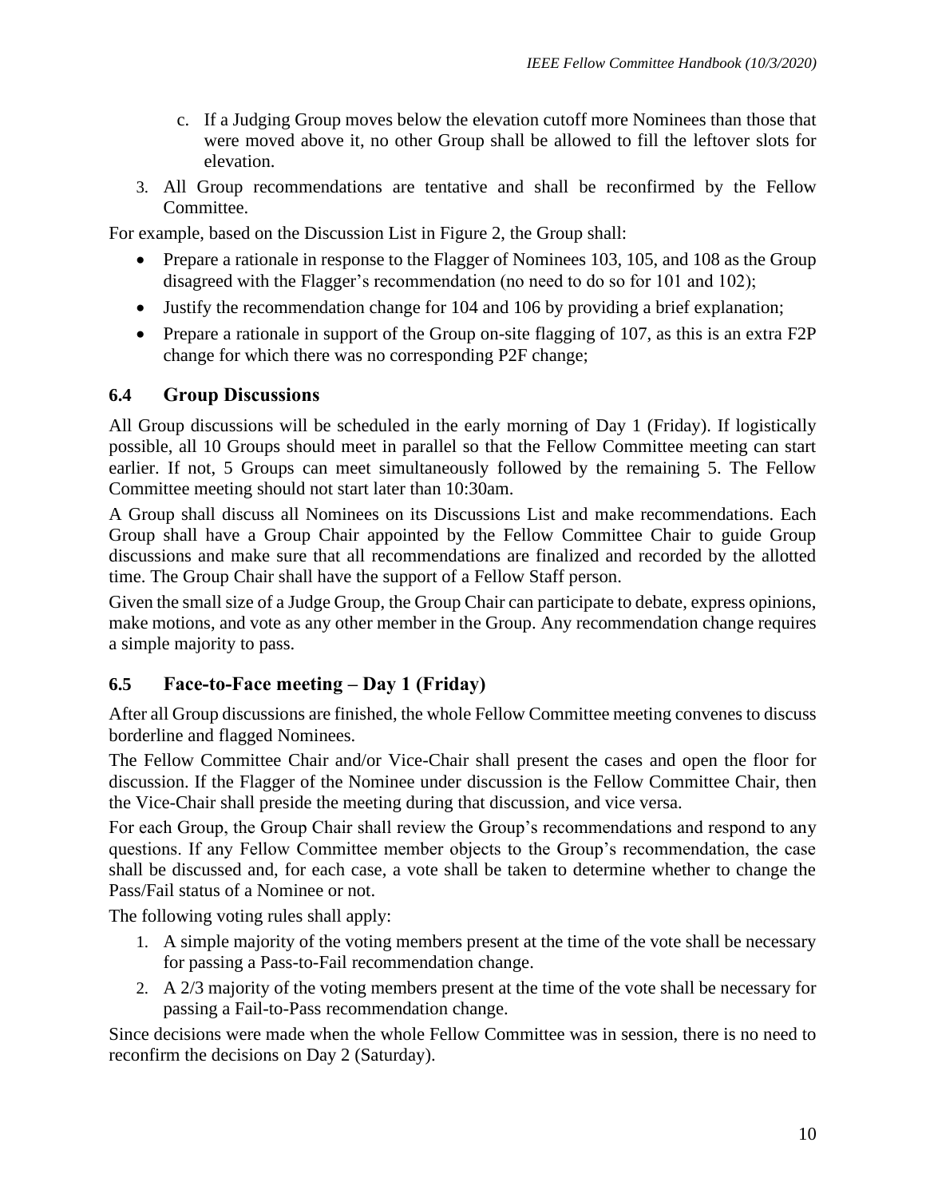c. If a Judging Group moves below the elevation cutoff more Nominees than those that were moved above it, no other Group shall be allowed to fill the leftover slots for elevation.

3. All Group recommendations are tentative and shall be reconfirmed by the Fellow Committee.

For example, based on the Discussion List in Figure 2, the Group shall:

- Prepare a rationale in response to the Flagger of Nominees 103, 105, and 108 as the Group disagreed with the Flagger's recommendation (no need to do so for 101 and 102);
- Justify the recommendation change for 104 and 106 by providing a brief explanation;
- Prepare a rationale in support of the Group on-site flagging of 107, as this is an extra F2P change for which there was no corresponding P2F change;

## 6.4 Group Discussions

All Group discussions will be scheduled in the early morning of Day 1 (Friday). If logistically possible, all 10 Groups should meet in parallel so that the Fellow Committee meeting can start earlier. If not, 5 Groups can meet simultaneously followed by the remaining 5. The Fellow Committee meeting should not start later than 10:30am.

A Group shall discuss all Nominees on its Discussions List and make recommendations. Each Group shall have a Group Chair appointed by the Fellow Committee Chair to guide Group discussions and make sure that all recommendations are finalized and recorded by the allotted time. The Group Chair shall have the support of a Fellow Staff person.

Given the small size of a Judge Group, the Group Chair can participate to debate, express opinions, make motions, and vote as any other member in the Group. Any recommendation change requires a simple majority to pass.

## 6.5 Face-to-Face meeting – Day 1 (Friday)

After all Group discussions are finished, the whole Fellow Committee meeting convenes to discuss borderline and flagged Nominees.

The Fellow Committee Chair and/or Vice-Chair shall present the cases and open the floor for discussion. If the Flagger of the Nominee under discussion is the Fellow Committee Chair, then the Vice-Chair shall preside the meeting during that discussion, and vice versa.

For each Group, the Group Chair shall review the Group's recommendations and respond to any questions. If any Fellow Committee member objects to the Group's recommendation, the case shall be discussed and, for each case, a vote shall be taken to determine whether to change the Pass/Fail status of a Nominee or not.

The following voting rules shall apply:

1. A simple majority of the voting members present at the time of the vote shall be necessary for passing a Pass-to-Fail recommendation change.
2. A 2/3 majority of the voting members present at the time of the vote shall be necessary for passing a Fail-to-Pass recommendation change.

Since decisions were made when the whole Fellow Committee was in session, there is no need to reconfirm the decisions on Day 2 (Saturday).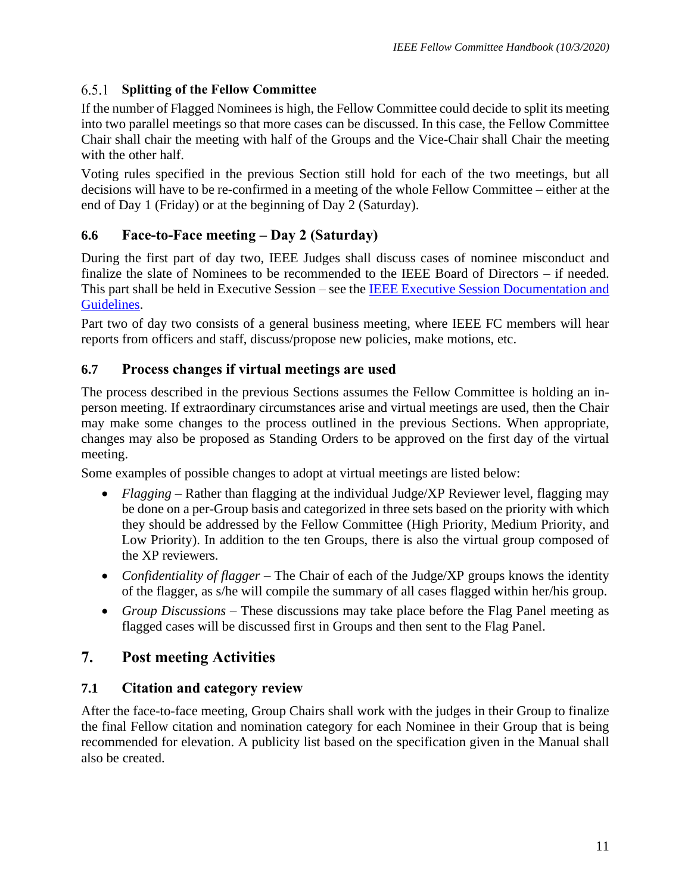#### 6.5.1 Splitting of the Fellow Committee

If the number of Flagged Nominees is high, the Fellow Committee could decide to split its meeting into two parallel meetings so that more cases can be discussed. In this case, the Fellow Committee Chair shall chair the meeting with half of the Groups and the Vice-Chair shall Chair the meeting with the other half.

Voting rules specified in the previous Section still hold for each of the two meetings, but all decisions will have to be re-confirmed in a meeting of the whole Fellow Committee – either at the end of Day 1 (Friday) or at the beginning of Day 2 (Saturday).

### 6.6 Face-to-Face meeting – Day 2 (Saturday)

During the first part of day two, IEEE Judges shall discuss cases of nominee misconduct and finalize the slate of Nominees to be recommended to the IEEE Board of Directors – if needed. This part shall be held in Executive Session – see the IEEE Executive Session Documentation and Guidelines.

Part two of day two consists of a general business meeting, where IEEE FC members will hear reports from officers and staff, discuss/propose new policies, make motions, etc.

### 6.7 Process changes if virtual meetings are used

The process described in the previous Sections assumes the Fellow Committee is holding an in-person meeting. If extraordinary circumstances arise and virtual meetings are used, then the Chair may make some changes to the process outlined in the previous Sections. When appropriate, changes may also be proposed as Standing Orders to be approved on the first day of the virtual meeting.

Some examples of possible changes to adopt at virtual meetings are listed below:

- *Flagging* – Rather than flagging at the individual Judge/XP Reviewer level, flagging may be done on a per-Group basis and categorized in three sets based on the priority with which they should be addressed by the Fellow Committee (High Priority, Medium Priority, and Low Priority). In addition to the ten Groups, there is also the virtual group composed of the XP reviewers.
- *Confidentiality of flagger* – The Chair of each of the Judge/XP groups knows the identity of the flagger, as s/he will compile the summary of all cases flagged within her/his group.
- *Group Discussions* – These discussions may take place before the Flag Panel meeting as flagged cases will be discussed first in Groups and then sent to the Flag Panel.

## 7. Post meeting Activities

### 7.1 Citation and category review

After the face-to-face meeting, Group Chairs shall work with the judges in their Group to finalize the final Fellow citation and nomination category for each Nominee in their Group that is being recommended for elevation. A publicity list based on the specification given in the Manual shall also be created.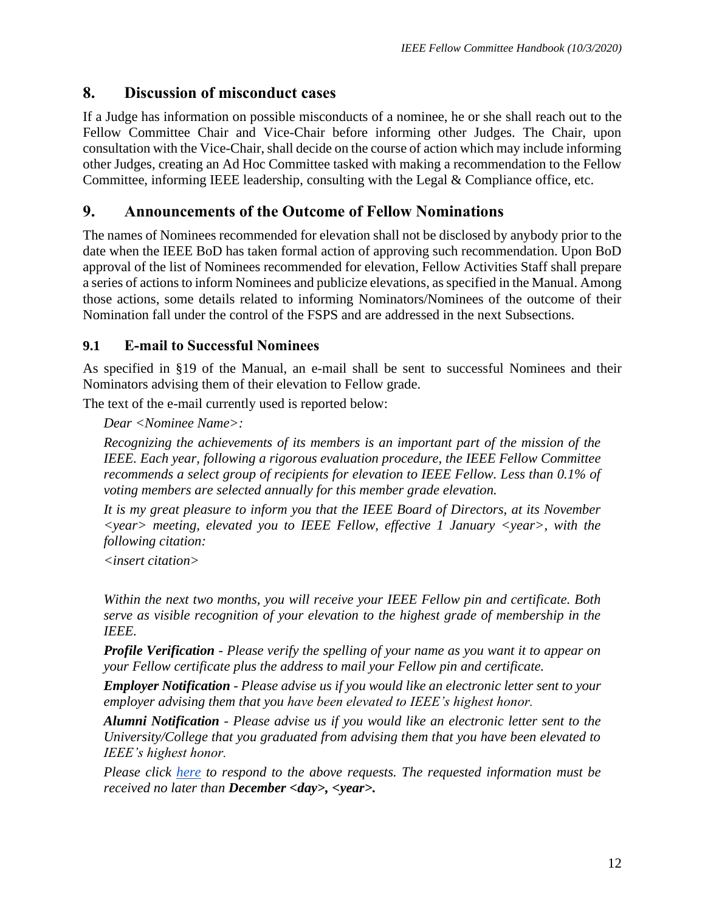## 8. Discussion of misconduct cases

If a Judge has information on possible misconducts of a nominee, he or she shall reach out to the Fellow Committee Chair and Vice-Chair before informing other Judges. The Chair, upon consultation with the Vice-Chair, shall decide on the course of action which may include informing other Judges, creating an Ad Hoc Committee tasked with making a recommendation to the Fellow Committee, informing IEEE leadership, consulting with the Legal & Compliance office, etc.

## 9. Announcements of the Outcome of Fellow Nominations

The names of Nominees recommended for elevation shall not be disclosed by anybody prior to the date when the IEEE BoD has taken formal action of approving such recommendation. Upon BoD approval of the list of Nominees recommended for elevation, Fellow Activities Staff shall prepare a series of actions to inform Nominees and publicize elevations, as specified in the Manual. Among those actions, some details related to informing Nominators/Nominees of the outcome of their Nomination fall under the control of the FSPS and are addressed in the next Subsections.

### 9.1 E-mail to Successful Nominees

As specified in §19 of the Manual, an e-mail shall be sent to successful Nominees and their Nominators advising them of their elevation to Fellow grade.

The text of the e-mail currently used is reported below:

*Dear <Nominee Name>:*

*Recognizing the achievements of its members is an important part of the mission of the IEEE. Each year, following a rigorous evaluation procedure, the IEEE Fellow Committee recommends a select group of recipients for elevation to IEEE Fellow. Less than 0.1% of voting members are selected annually for this member grade elevation.*

*It is my great pleasure to inform you that the IEEE Board of Directors, at its November <year> meeting, elevated you to IEEE Fellow, effective 1 January <year>, with the following citation:*

*<insert citation>*

*Within the next two months, you will receive your IEEE Fellow pin and certificate. Both serve as visible recognition of your elevation to the highest grade of membership in the IEEE.*

***Profile Verification*** *- Please verify the spelling of your name as you want it to appear on your Fellow certificate plus the address to mail your Fellow pin and certificate.*

***Employer Notification*** *- Please advise us if you would like an electronic letter sent to your employer advising them that you have been elevated to IEEE's highest honor.*

***Alumni Notification*** *- Please advise us if you would like an electronic letter sent to the University/College that you graduated from advising them that you have been elevated to IEEE's highest honor.*

*Please click here to respond to the above requests. The requested information must be received no later than* ***December <day>, <year>.***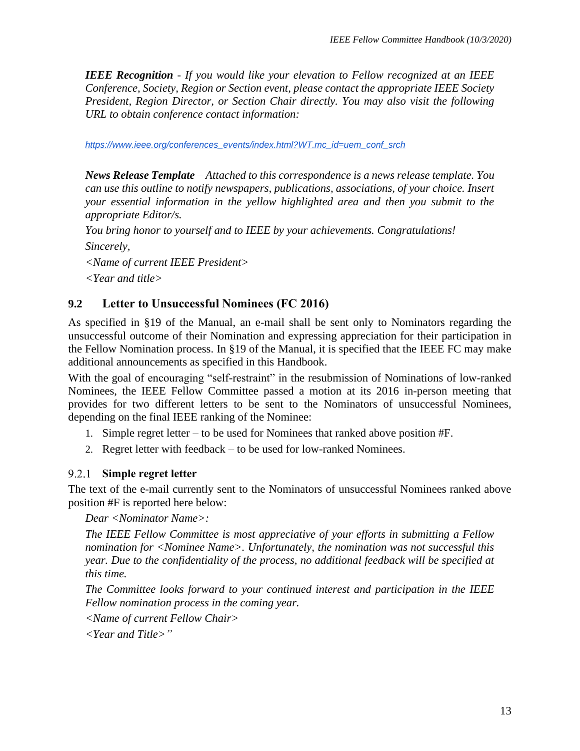***IEEE Recognition*** *- If you would like your elevation to Fellow recognized at an IEEE Conference, Society, Region or Section event, please contact the appropriate IEEE Society President, Region Director, or Section Chair directly. You may also visit the following URL to obtain conference contact information:*

*https://www.ieee.org/conferences_events/index.html?WT.mc_id=uem_conf_srch*

***News Release Template*** *– Attached to this correspondence is a news release template. You can use this outline to notify newspapers, publications, associations, of your choice. Insert your essential information in the yellow highlighted area and then you submit to the appropriate Editor/s.*

*You bring honor to yourself and to IEEE by your achievements. Congratulations!*

*Sincerely,*

*<Name of current IEEE President>*

*<Year and title>*

## 9.2 Letter to Unsuccessful Nominees (FC 2016)

As specified in §19 of the Manual, an e-mail shall be sent only to Nominators regarding the unsuccessful outcome of their Nomination and expressing appreciation for their participation in the Fellow Nomination process. In §19 of the Manual, it is specified that the IEEE FC may make additional announcements as specified in this Handbook.

With the goal of encouraging "self-restraint" in the resubmission of Nominations of low-ranked Nominees, the IEEE Fellow Committee passed a motion at its 2016 in-person meeting that provides for two different letters to be sent to the Nominators of unsuccessful Nominees, depending on the final IEEE ranking of the Nominee:

1. Simple regret letter – to be used for Nominees that ranked above position #F.
2. Regret letter with feedback – to be used for low-ranked Nominees.

### 9.2.1 Simple regret letter

The text of the e-mail currently sent to the Nominators of unsuccessful Nominees ranked above position #F is reported here below:

*Dear <Nominator Name>:*

*The IEEE Fellow Committee is most appreciative of your efforts in submitting a Fellow nomination for <Nominee Name>. Unfortunately, the nomination was not successful this year. Due to the confidentiality of the process, no additional feedback will be specified at this time.*

*The Committee looks forward to your continued interest and participation in the IEEE Fellow nomination process in the coming year.*

*<Name of current Fellow Chair>*

*<Year and Title>"*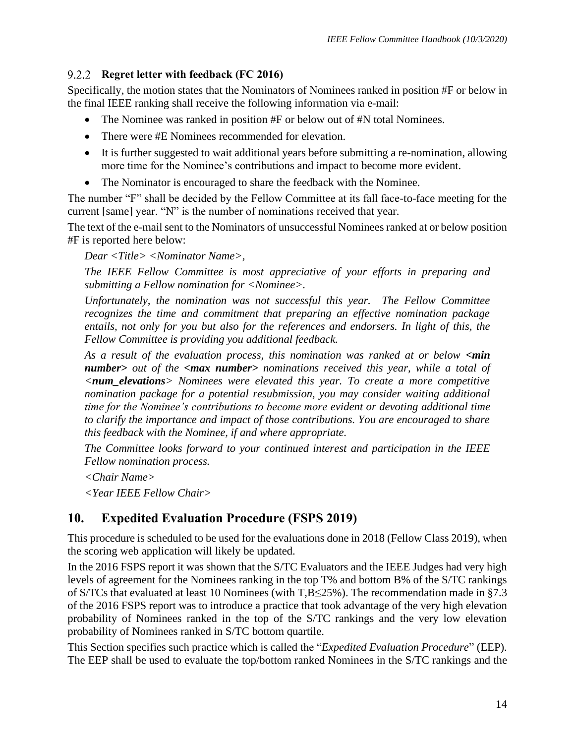### 9.2.2 Regret letter with feedback (FC 2016)

Specifically, the motion states that the Nominators of Nominees ranked in position #F or below in the final IEEE ranking shall receive the following information via e-mail:

- The Nominee was ranked in position #F or below out of #N total Nominees.
- There were #E Nominees recommended for elevation.
- It is further suggested to wait additional years before submitting a re-nomination, allowing more time for the Nominee's contributions and impact to become more evident.
- The Nominator is encouraged to share the feedback with the Nominee.

The number "F" shall be decided by the Fellow Committee at its fall face-to-face meeting for the current [same] year. "N" is the number of nominations received that year.

The text of the e-mail sent to the Nominators of unsuccessful Nominees ranked at or below position #F is reported here below:

> *Dear <Title> <Nominator Name>,*
>
> *The IEEE Fellow Committee is most appreciative of your efforts in preparing and submitting a Fellow nomination for <Nominee>.*
>
> *Unfortunately, the nomination was not successful this year. The Fellow Committee recognizes the time and commitment that preparing an effective nomination package entails, not only for you but also for the references and endorsers. In light of this, the Fellow Committee is providing you additional feedback.*
>
> *As a result of the evaluation process, this nomination was ranked at or below **<min number>** out of the **<max number>** nominations received this year, while a total of <**num_elevations**> Nominees were elevated this year. To create a more competitive nomination package for a potential resubmission, you may consider waiting additional time for the Nominee's contributions to become more evident or devoting additional time to clarify the importance and impact of those contributions. You are encouraged to share this feedback with the Nominee, if and where appropriate.*
>
> *The Committee looks forward to your continued interest and participation in the IEEE Fellow nomination process.*
>
> *<Chair Name>*
>
> *<Year IEEE Fellow Chair>*

## 10. Expedited Evaluation Procedure (FSPS 2019)

This procedure is scheduled to be used for the evaluations done in 2018 (Fellow Class 2019), when the scoring web application will likely be updated.

In the 2016 FSPS report it was shown that the S/TC Evaluators and the IEEE Judges had very high levels of agreement for the Nominees ranking in the top T% and bottom B% of the S/TC rankings of S/TCs that evaluated at least 10 Nominees (with $T,B \leq 25\%$). The recommendation made in §7.3 of the 2016 FSPS report was to introduce a practice that took advantage of the very high elevation probability of Nominees ranked in the top of the S/TC rankings and the very low elevation probability of Nominees ranked in S/TC bottom quartile.

This Section specifies such practice which is called the "*Expedited Evaluation Procedure*" (EEP). The EEP shall be used to evaluate the top/bottom ranked Nominees in the S/TC rankings and the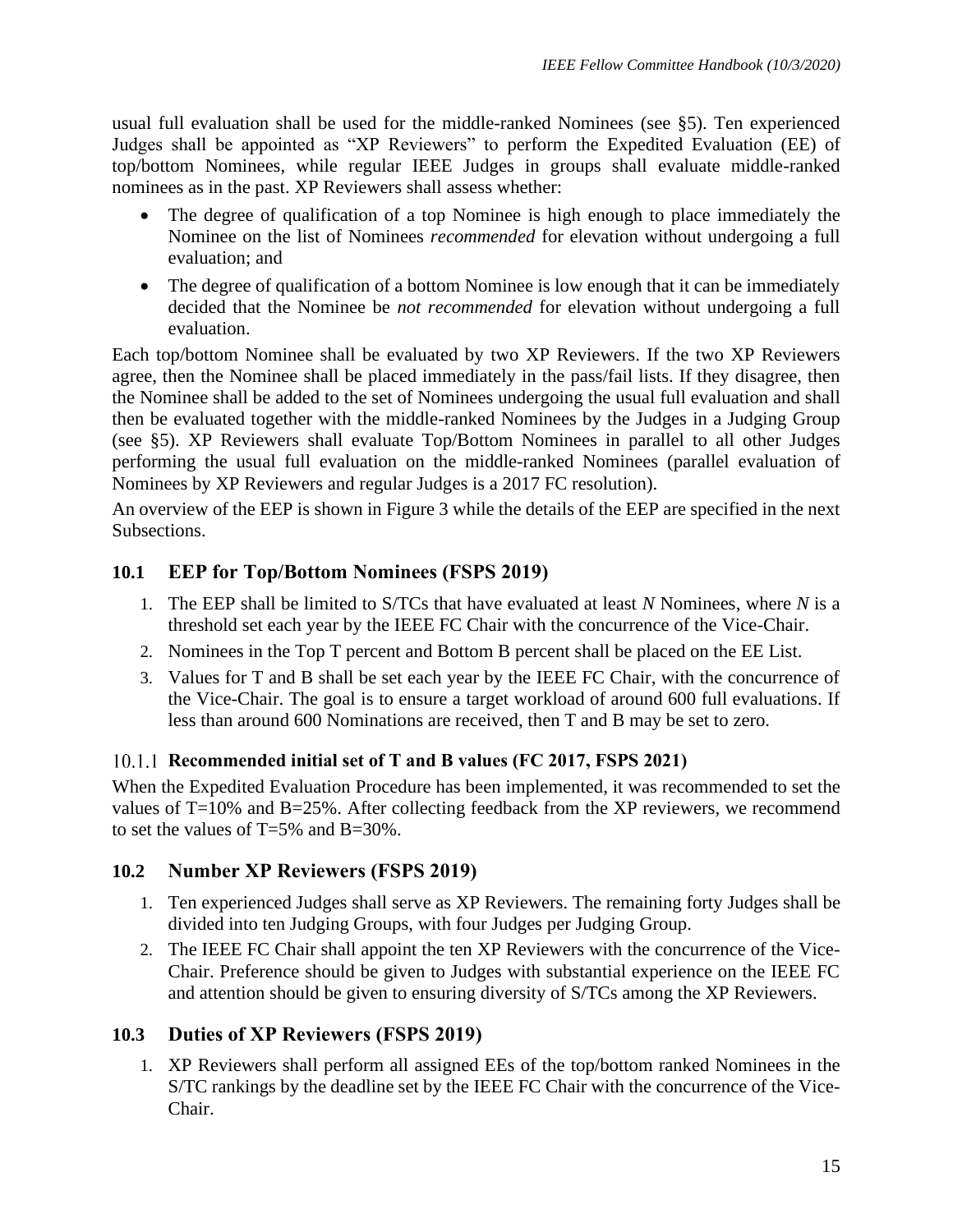usual full evaluation shall be used for the middle-ranked Nominees (see §5). Ten experienced Judges shall be appointed as “XP Reviewers” to perform the Expedited Evaluation (EE) of top/bottom Nominees, while regular IEEE Judges in groups shall evaluate middle-ranked nominees as in the past. XP Reviewers shall assess whether:

- The degree of qualification of a top Nominee is high enough to place immediately the Nominee on the list of Nominees *recommended* for elevation without undergoing a full evaluation; and
- The degree of qualification of a bottom Nominee is low enough that it can be immediately decided that the Nominee be *not recommended* for elevation without undergoing a full evaluation.

Each top/bottom Nominee shall be evaluated by two XP Reviewers. If the two XP Reviewers agree, then the Nominee shall be placed immediately in the pass/fail lists. If they disagree, then the Nominee shall be added to the set of Nominees undergoing the usual full evaluation and shall then be evaluated together with the middle-ranked Nominees by the Judges in a Judging Group (see §5). XP Reviewers shall evaluate Top/Bottom Nominees in parallel to all other Judges performing the usual full evaluation on the middle-ranked Nominees (parallel evaluation of Nominees by XP Reviewers and regular Judges is a 2017 FC resolution).

An overview of the EEP is shown in Figure 3 while the details of the EEP are specified in the next Subsections.

## 10.1 EEP for Top/Bottom Nominees (FSPS 2019)

1. The EEP shall be limited to S/TCs that have evaluated at least *N* Nominees, where *N* is a threshold set each year by the IEEE FC Chair with the concurrence of the Vice-Chair.
2. Nominees in the Top T percent and Bottom B percent shall be placed on the EE List.
3. Values for T and B shall be set each year by the IEEE FC Chair, with the concurrence of the Vice-Chair. The goal is to ensure a target workload of around 600 full evaluations. If less than around 600 Nominations are received, then T and B may be set to zero.

### 10.1.1 Recommended initial set of T and B values (FC 2017, FSPS 2021)

When the Expedited Evaluation Procedure has been implemented, it was recommended to set the values of T=10% and B=25%. After collecting feedback from the XP reviewers, we recommend to set the values of T=5% and B=30%.

## 10.2 Number XP Reviewers (FSPS 2019)

1. Ten experienced Judges shall serve as XP Reviewers. The remaining forty Judges shall be divided into ten Judging Groups, with four Judges per Judging Group.
2. The IEEE FC Chair shall appoint the ten XP Reviewers with the concurrence of the Vice-Chair. Preference should be given to Judges with substantial experience on the IEEE FC and attention should be given to ensuring diversity of S/TCs among the XP Reviewers.

## 10.3 Duties of XP Reviewers (FSPS 2019)

1. XP Reviewers shall perform all assigned EEs of the top/bottom ranked Nominees in the S/TC rankings by the deadline set by the IEEE FC Chair with the concurrence of the Vice-Chair.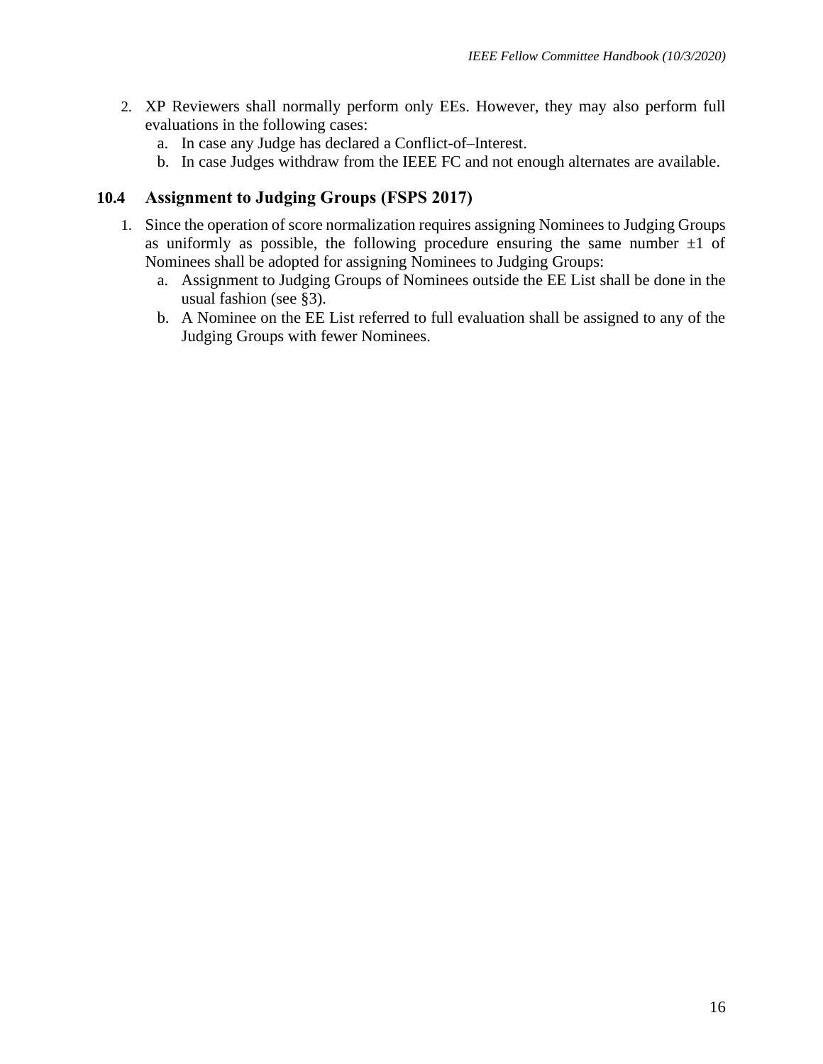2. XP Reviewers shall normally perform only EEs. However, they may also perform full evaluations in the following cases:
   a. In case any Judge has declared a Conflict-of–Interest.
   b. In case Judges withdraw from the IEEE FC and not enough alternates are available.

## 10.4 Assignment to Judging Groups (FSPS 2017)

1. Since the operation of score normalization requires assigning Nominees to Judging Groups as uniformly as possible, the following procedure ensuring the same number $\pm 1$ of Nominees shall be adopted for assigning Nominees to Judging Groups:
   a. Assignment to Judging Groups of Nominees outside the EE List shall be done in the usual fashion (see §3).
   b. A Nominee on the EE List referred to full evaluation shall be assigned to any of the Judging Groups with fewer Nominees.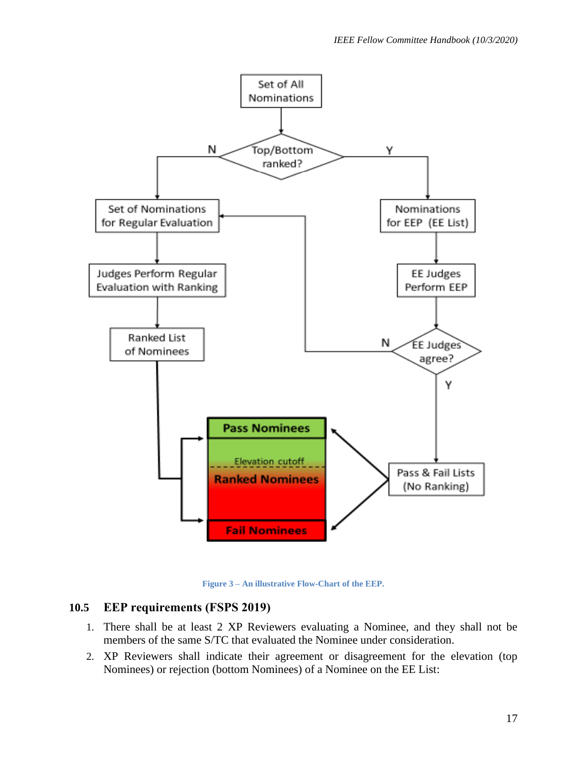Set of All Nominations

Top/Bottom ranked?

N

Y

Set of Nominations for Regular Evaluation

Nominations for EEP (EE List)

Judges Perform Regular Evaluation with Ranking

EE Judges Perform EEP

Ranked List of Nominees

N

EE Judges agree?

Y

Pass Nominees

Elevation cutoff

Ranked Nominees

Fail Nominees

Pass & Fail Lists (No Ranking)

**Figure 3 – An illustrative Flow-Chart of the EEP.**

## 10.5 EEP requirements (FSPS 2019)

1. There shall be at least 2 XP Reviewers evaluating a Nominee, and they shall not be members of the same S/TC that evaluated the Nominee under consideration.
2. XP Reviewers shall indicate their agreement or disagreement for the elevation (top Nominees) or rejection (bottom Nominees) of a Nominee on the EE List: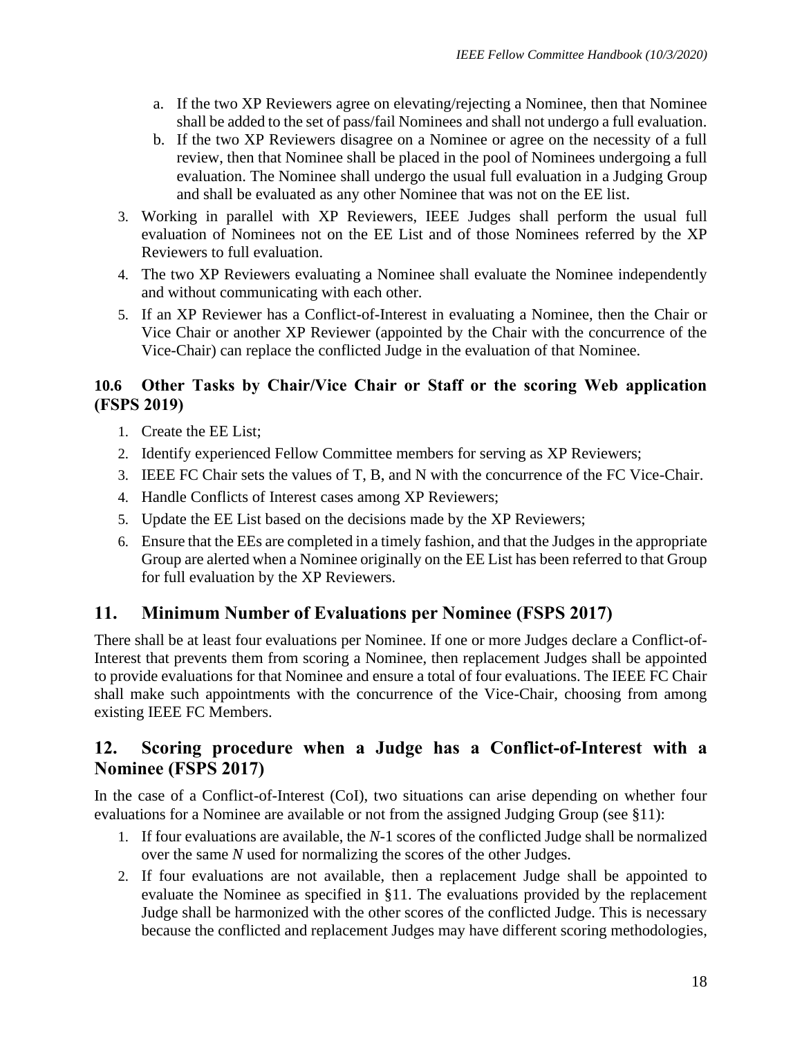a. If the two XP Reviewers agree on elevating/rejecting a Nominee, then that Nominee shall be added to the set of pass/fail Nominees and shall not undergo a full evaluation.
   b. If the two XP Reviewers disagree on a Nominee or agree on the necessity of a full review, then that Nominee shall be placed in the pool of Nominees undergoing a full evaluation. The Nominee shall undergo the usual full evaluation in a Judging Group and shall be evaluated as any other Nominee that was not on the EE list.
3. Working in parallel with XP Reviewers, IEEE Judges shall perform the usual full evaluation of Nominees not on the EE List and of those Nominees referred by the XP Reviewers to full evaluation.
4. The two XP Reviewers evaluating a Nominee shall evaluate the Nominee independently and without communicating with each other.
5. If an XP Reviewer has a Conflict-of-Interest in evaluating a Nominee, then the Chair or Vice Chair or another XP Reviewer (appointed by the Chair with the concurrence of the Vice-Chair) can replace the conflicted Judge in the evaluation of that Nominee.

### 10.6 Other Tasks by Chair/Vice Chair or Staff or the scoring Web application (FSPS 2019)

1. Create the EE List;
2. Identify experienced Fellow Committee members for serving as XP Reviewers;
3. IEEE FC Chair sets the values of T, B, and N with the concurrence of the FC Vice-Chair.
4. Handle Conflicts of Interest cases among XP Reviewers;
5. Update the EE List based on the decisions made by the XP Reviewers;
6. Ensure that the EEs are completed in a timely fashion, and that the Judges in the appropriate Group are alerted when a Nominee originally on the EE List has been referred to that Group for full evaluation by the XP Reviewers.

## 11. Minimum Number of Evaluations per Nominee (FSPS 2017)

There shall be at least four evaluations per Nominee. If one or more Judges declare a Conflict-of-Interest that prevents them from scoring a Nominee, then replacement Judges shall be appointed to provide evaluations for that Nominee and ensure a total of four evaluations. The IEEE FC Chair shall make such appointments with the concurrence of the Vice-Chair, choosing from among existing IEEE FC Members.

## 12. Scoring procedure when a Judge has a Conflict-of-Interest with a Nominee (FSPS 2017)

In the case of a Conflict-of-Interest (CoI), two situations can arise depending on whether four evaluations for a Nominee are available or not from the assigned Judging Group (see §11):

1. If four evaluations are available, the $N$-1 scores of the conflicted Judge shall be normalized over the same $N$ used for normalizing the scores of the other Judges.
2. If four evaluations are not available, then a replacement Judge shall be appointed to evaluate the Nominee as specified in §11. The evaluations provided by the replacement Judge shall be harmonized with the other scores of the conflicted Judge. This is necessary because the conflicted and replacement Judges may have different scoring methodologies,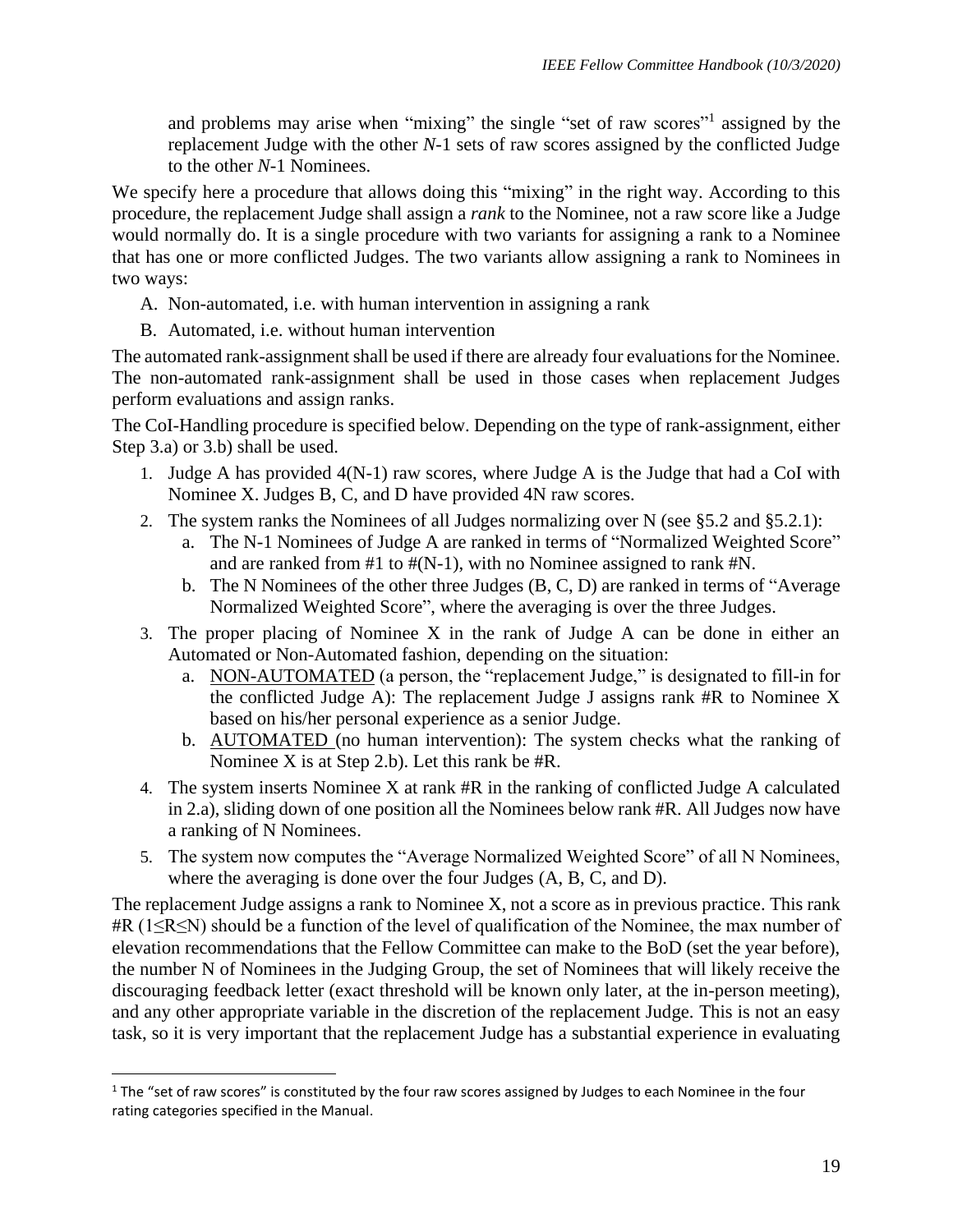and problems may arise when "mixing" the single "set of raw scores"[1] assigned by the replacement Judge with the other $N$-1 sets of raw scores assigned by the conflicted Judge to the other $N$-1 Nominees.

We specify here a procedure that allows doing this "mixing" in the right way. According to this procedure, the replacement Judge shall assign a *rank* to the Nominee, not a raw score like a Judge would normally do. It is a single procedure with two variants for assigning a rank to a Nominee that has one or more conflicted Judges. The two variants allow assigning a rank to Nominees in two ways:

A. Non-automated, i.e. with human intervention in assigning a rank
B. Automated, i.e. without human intervention

The automated rank-assignment shall be used if there are already four evaluations for the Nominee. The non-automated rank-assignment shall be used in those cases when replacement Judges perform evaluations and assign ranks.

The CoI-Handling procedure is specified below. Depending on the type of rank-assignment, either Step 3.a) or 3.b) shall be used.

1. Judge A has provided 4(N-1) raw scores, where Judge A is the Judge that had a CoI with Nominee X. Judges B, C, and D have provided 4N raw scores.
2. The system ranks the Nominees of all Judges normalizing over N (see §5.2 and §5.2.1):
   a. The N-1 Nominees of Judge A are ranked in terms of "Normalized Weighted Score" and are ranked from #1 to #(N-1), with no Nominee assigned to rank #N.
   b. The N Nominees of the other three Judges (B, C, D) are ranked in terms of "Average Normalized Weighted Score", where the averaging is over the three Judges.
3. The proper placing of Nominee X in the rank of Judge A can be done in either an Automated or Non-Automated fashion, depending on the situation:
   a. NON-AUTOMATED (a person, the "replacement Judge," is designated to fill-in for the conflicted Judge A): The replacement Judge J assigns rank #R to Nominee X based on his/her personal experience as a senior Judge.
   b. AUTOMATED (no human intervention): The system checks what the ranking of Nominee X is at Step 2.b). Let this rank be #R.
4. The system inserts Nominee X at rank #R in the ranking of conflicted Judge A calculated in 2.a), sliding down of one position all the Nominees below rank #R. All Judges now have a ranking of N Nominees.
5. The system now computes the "Average Normalized Weighted Score" of all N Nominees, where the averaging is done over the four Judges (A, B, C, and D).

The replacement Judge assigns a rank to Nominee X, not a score as in previous practice. This rank #R ($1 \leq R \leq N$) should be a function of the level of qualification of the Nominee, the max number of elevation recommendations that the Fellow Committee can make to the BoD (set the year before), the number N of Nominees in the Judging Group, the set of Nominees that will likely receive the discouraging feedback letter (exact threshold will be known only later, at the in-person meeting), and any other appropriate variable in the discretion of the replacement Judge. This is not an easy task, so it is very important that the replacement Judge has a substantial experience in evaluating

[1] The "set of raw scores" is constituted by the four raw scores assigned by Judges to each Nominee in the four rating categories specified in the Manual.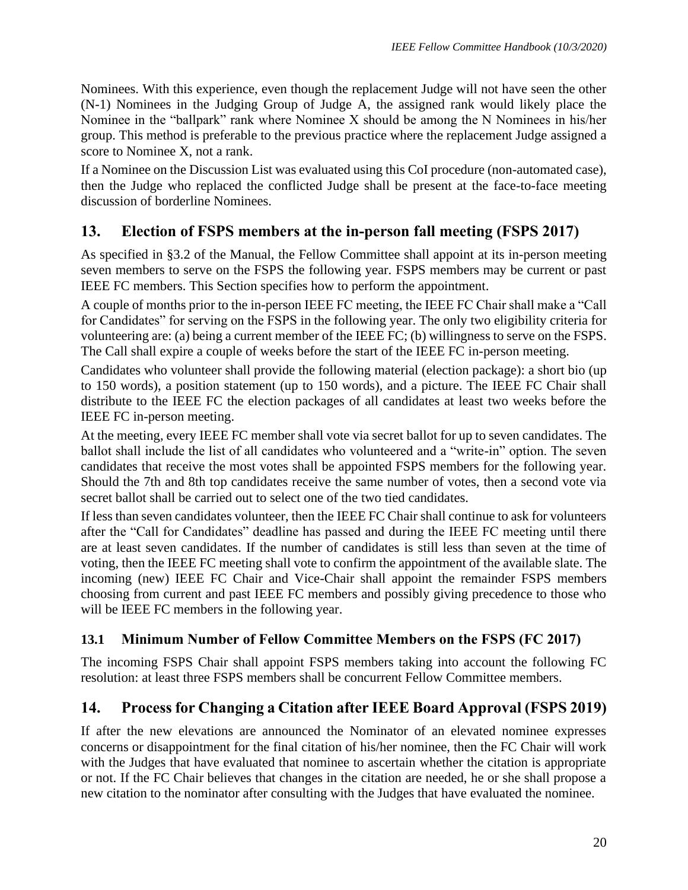Nominees. With this experience, even though the replacement Judge will not have seen the other (N-1) Nominees in the Judging Group of Judge A, the assigned rank would likely place the Nominee in the "ballpark" rank where Nominee X should be among the N Nominees in his/her group. This method is preferable to the previous practice where the replacement Judge assigned a score to Nominee X, not a rank.

If a Nominee on the Discussion List was evaluated using this CoI procedure (non-automated case), then the Judge who replaced the conflicted Judge shall be present at the face-to-face meeting discussion of borderline Nominees.

## 13. Election of FSPS members at the in-person fall meeting (FSPS 2017)

As specified in §3.2 of the Manual, the Fellow Committee shall appoint at its in-person meeting seven members to serve on the FSPS the following year. FSPS members may be current or past IEEE FC members. This Section specifies how to perform the appointment.

A couple of months prior to the in-person IEEE FC meeting, the IEEE FC Chair shall make a "Call for Candidates" for serving on the FSPS in the following year. The only two eligibility criteria for volunteering are: (a) being a current member of the IEEE FC; (b) willingness to serve on the FSPS. The Call shall expire a couple of weeks before the start of the IEEE FC in-person meeting.

Candidates who volunteer shall provide the following material (election package): a short bio (up to 150 words), a position statement (up to 150 words), and a picture. The IEEE FC Chair shall distribute to the IEEE FC the election packages of all candidates at least two weeks before the IEEE FC in-person meeting.

At the meeting, every IEEE FC member shall vote via secret ballot for up to seven candidates. The ballot shall include the list of all candidates who volunteered and a "write-in" option. The seven candidates that receive the most votes shall be appointed FSPS members for the following year. Should the 7th and 8th top candidates receive the same number of votes, then a second vote via secret ballot shall be carried out to select one of the two tied candidates.

If less than seven candidates volunteer, then the IEEE FC Chair shall continue to ask for volunteers after the "Call for Candidates" deadline has passed and during the IEEE FC meeting until there are at least seven candidates. If the number of candidates is still less than seven at the time of voting, then the IEEE FC meeting shall vote to confirm the appointment of the available slate. The incoming (new) IEEE FC Chair and Vice-Chair shall appoint the remainder FSPS members choosing from current and past IEEE FC members and possibly giving precedence to those who will be IEEE FC members in the following year.

### 13.1 Minimum Number of Fellow Committee Members on the FSPS (FC 2017)

The incoming FSPS Chair shall appoint FSPS members taking into account the following FC resolution: at least three FSPS members shall be concurrent Fellow Committee members.

## 14. Process for Changing a Citation after IEEE Board Approval (FSPS 2019)

If after the new elevations are announced the Nominator of an elevated nominee expresses concerns or disappointment for the final citation of his/her nominee, then the FC Chair will work with the Judges that have evaluated that nominee to ascertain whether the citation is appropriate or not. If the FC Chair believes that changes in the citation are needed, he or she shall propose a new citation to the nominator after consulting with the Judges that have evaluated the nominee.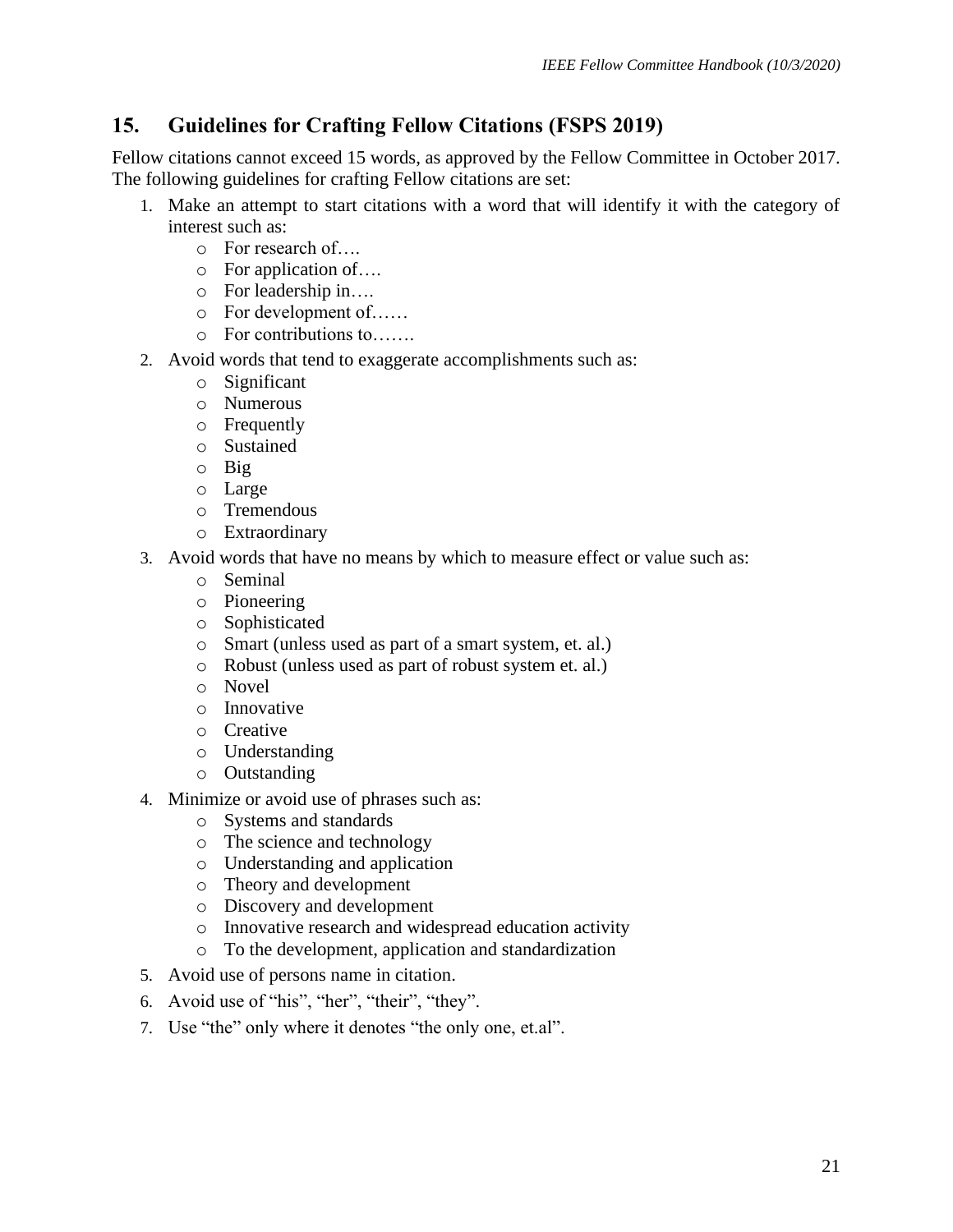## 15. Guidelines for Crafting Fellow Citations (FSPS 2019)

Fellow citations cannot exceed 15 words, as approved by the Fellow Committee in October 2017. The following guidelines for crafting Fellow citations are set:

1. Make an attempt to start citations with a word that will identify it with the category of interest such as:
   - For research of….
   - For application of….
   - For leadership in….
   - For development of……
   - For contributions to…….
2. Avoid words that tend to exaggerate accomplishments such as:
   - Significant
   - Numerous
   - Frequently
   - Sustained
   - Big
   - Large
   - Tremendous
   - Extraordinary
3. Avoid words that have no means by which to measure effect or value such as:
   - Seminal
   - Pioneering
   - Sophisticated
   - Smart (unless used as part of a smart system, et. al.)
   - Robust (unless used as part of robust system et. al.)
   - Novel
   - Innovative
   - Creative
   - Understanding
   - Outstanding
4. Minimize or avoid use of phrases such as:
   - Systems and standards
   - The science and technology
   - Understanding and application
   - Theory and development
   - Discovery and development
   - Innovative research and widespread education activity
   - To the development, application and standardization
5. Avoid use of persons name in citation.
6. Avoid use of "his", "her", "their", "they".
7. Use "the" only where it denotes "the only one, et.al".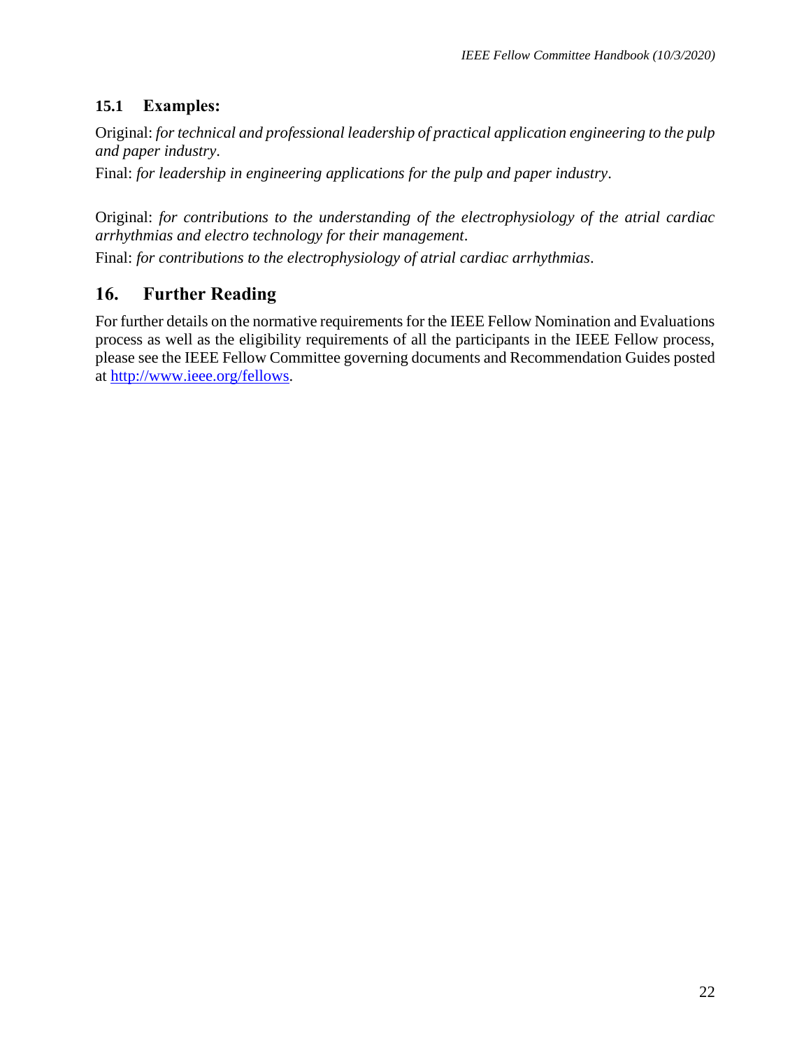### 15.1 Examples:

Original: *for technical and professional leadership of practical application engineering to the pulp and paper industry*.

Final: *for leadership in engineering applications for the pulp and paper industry*.

Original: *for contributions to the understanding of the electrophysiology of the atrial cardiac arrhythmias and electro technology for their management*.

Final: *for contributions to the electrophysiology of atrial cardiac arrhythmias*.

## 16. Further Reading

For further details on the normative requirements for the IEEE Fellow Nomination and Evaluations process as well as the eligibility requirements of all the participants in the IEEE Fellow process, please see the IEEE Fellow Committee governing documents and Recommendation Guides posted at [http://www.ieee.org/fellows](http://www.ieee.org/fellows).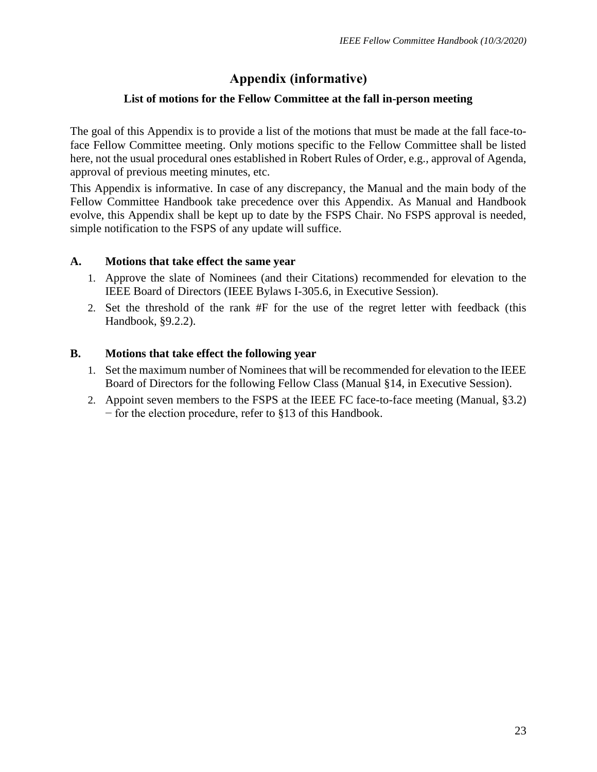# Appendix (informative)

## List of motions for the Fellow Committee at the fall in-person meeting

The goal of this Appendix is to provide a list of the motions that must be made at the fall face-to-face Fellow Committee meeting. Only motions specific to the Fellow Committee shall be listed here, not the usual procedural ones established in Robert Rules of Order, e.g., approval of Agenda, approval of previous meeting minutes, etc.

This Appendix is informative. In case of any discrepancy, the Manual and the main body of the Fellow Committee Handbook take precedence over this Appendix. As Manual and Handbook evolve, this Appendix shall be kept up to date by the FSPS Chair. No FSPS approval is needed, simple notification to the FSPS of any update will suffice.

### A. Motions that take effect the same year

1. Approve the slate of Nominees (and their Citations) recommended for elevation to the IEEE Board of Directors (IEEE Bylaws I-305.6, in Executive Session).
2. Set the threshold of the rank #F for the use of the regret letter with feedback (this Handbook, §9.2.2).

### B. Motions that take effect the following year

1. Set the maximum number of Nominees that will be recommended for elevation to the IEEE Board of Directors for the following Fellow Class (Manual §14, in Executive Session).
2. Appoint seven members to the FSPS at the IEEE FC face-to-face meeting (Manual, §3.2) − for the election procedure, refer to §13 of this Handbook.